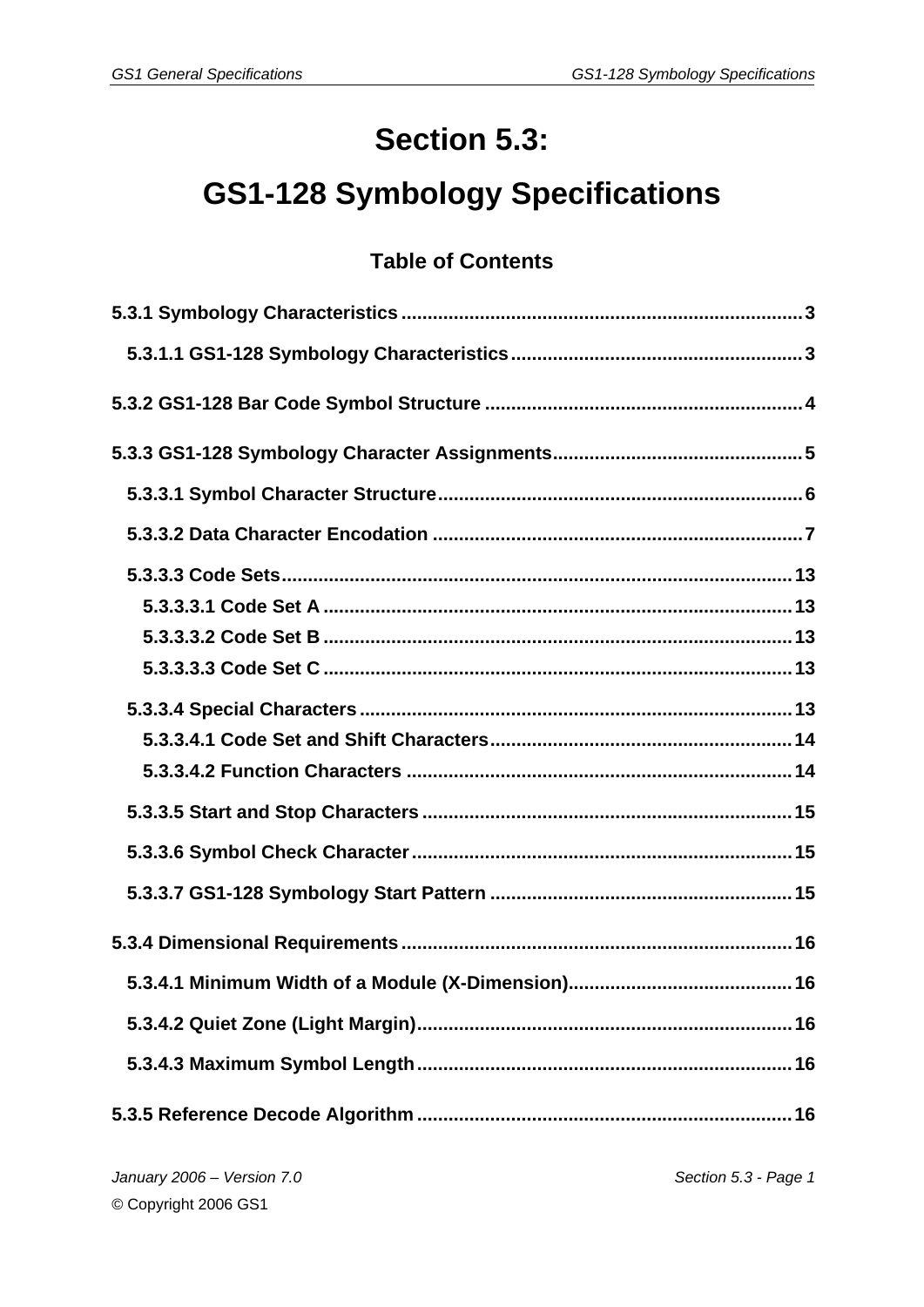# Section 5.3:

# GS1-128 Symbology Specifications

## Table of Contents

**5.3.1 Symbology Characteristics** .......................................................................... 3

**5.3.1.1 GS1-128 Symbology Characteristics** ....................................................... 3

**5.3.2 GS1-128 Bar Code Symbol Structure** ............................................................ 4

**5.3.3 GS1-128 Symbology Character Assignments** ............................................... 5

**5.3.3.1 Symbol Character Structure** ..................................................................... 6

**5.3.3.2 Data Character Encodation** ...................................................................... 7

**5.3.3.3 Code Sets** ............................................................................................... 13

**5.3.3.3.1 Code Set A** ........................................................................................ 13

**5.3.3.3.2 Code Set B** ........................................................................................ 13

**5.3.3.3.3 Code Set C** ........................................................................................ 13

**5.3.3.4 Special Characters** .................................................................................. 13

**5.3.3.4.1 Code Set and Shift Characters** ......................................................... 14

**5.3.3.4.2 Function Characters** ......................................................................... 14

**5.3.3.5 Start and Stop Characters** ....................................................................... 15

**5.3.3.6 Symbol Check Character** ........................................................................ 15

**5.3.3.7 GS1-128 Symbology Start Pattern** ......................................................... 15

**5.3.4 Dimensional Requirements** .......................................................................... 16

**5.3.4.1 Minimum Width of a Module (X-Dimension)** ........................................... 16

**5.3.4.2 Quiet Zone (Light Margin)** ....................................................................... 16

**5.3.4.3 Maximum Symbol Length** ....................................................................... 16

**5.3.5 Reference Decode Algorithm** ....................................................................... 16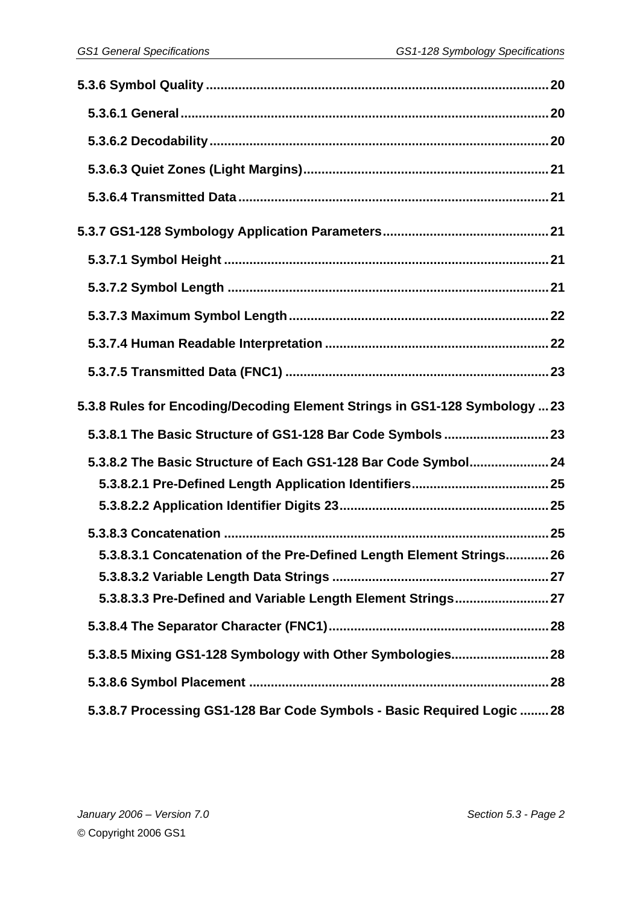**5.3.6 Symbol Quality** .......... 20

**5.3.6.1 General** .......... 20

**5.3.6.2 Decodability** .......... 20

**5.3.6.3 Quiet Zones (Light Margins)** .......... 21

**5.3.6.4 Transmitted Data** .......... 21

**5.3.7 GS1-128 Symbology Application Parameters** .......... 21

**5.3.7.1 Symbol Height** .......... 21

**5.3.7.2 Symbol Length** .......... 21

**5.3.7.3 Maximum Symbol Length** .......... 22

**5.3.7.4 Human Readable Interpretation** .......... 22

**5.3.7.5 Transmitted Data (FNC1)** .......... 23

**5.3.8 Rules for Encoding/Decoding Element Strings in GS1-128 Symbology** .......... 23

**5.3.8.1 The Basic Structure of GS1-128 Bar Code Symbols** .......... 23

**5.3.8.2 The Basic Structure of Each GS1-128 Bar Code Symbol** .......... 24

**5.3.8.2.1 Pre-Defined Length Application Identifiers** .......... 25

**5.3.8.2.2 Application Identifier Digits 23** .......... 25

**5.3.8.3 Concatenation** .......... 25

**5.3.8.3.1 Concatenation of the Pre-Defined Length Element Strings** .......... 26

**5.3.8.3.2 Variable Length Data Strings** .......... 27

**5.3.8.3.3 Pre-Defined and Variable Length Element Strings** .......... 27

**5.3.8.4 The Separator Character (FNC1)** .......... 28

**5.3.8.5 Mixing GS1-128 Symbology with Other Symbologies** .......... 28

**5.3.8.6 Symbol Placement** .......... 28

**5.3.8.7 Processing GS1-128 Bar Code Symbols - Basic Required Logic** .......... 28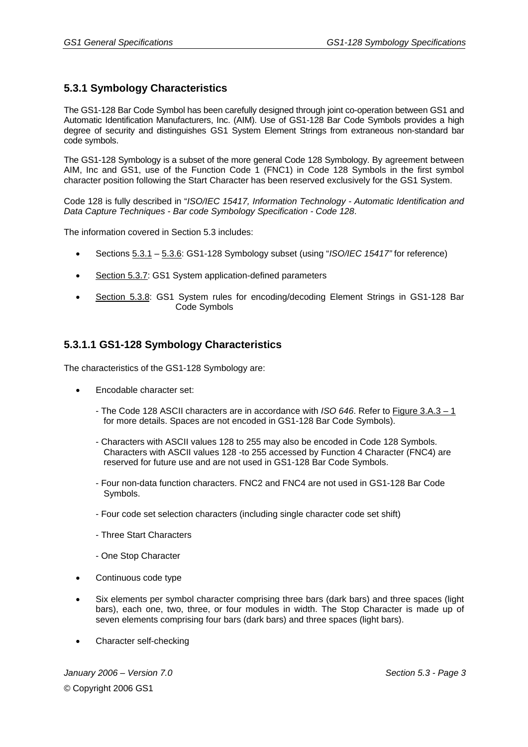## 5.3.1 Symbology Characteristics

The GS1-128 Bar Code Symbol has been carefully designed through joint co-operation between GS1 and Automatic Identification Manufacturers, Inc. (AIM). Use of GS1-128 Bar Code Symbols provides a high degree of security and distinguishes GS1 System Element Strings from extraneous non-standard bar code symbols.

The GS1-128 Symbology is a subset of the more general Code 128 Symbology. By agreement between AIM, Inc and GS1, use of the Function Code 1 (FNC1) in Code 128 Symbols in the first symbol character position following the Start Character has been reserved exclusively for the GS1 System.

Code 128 is fully described in "*ISO/IEC 15417, Information Technology - Automatic Identification and Data Capture Techniques - Bar code Symbology Specification - Code 128*.

The information covered in Section 5.3 includes:

- Sections 5.3.1 – 5.3.6: GS1-128 Symbology subset (using "*ISO/IEC 15417"* for reference)
- Section 5.3.7: GS1 System application-defined parameters
- Section 5.3.8: GS1 System rules for encoding/decoding Element Strings in GS1-128 Bar Code Symbols

### 5.3.1.1 GS1-128 Symbology Characteristics

The characteristics of the GS1-128 Symbology are:

- Encodable character set:
  - The Code 128 ASCII characters are in accordance with *ISO 646*. Refer to Figure 3.A.3 – 1 for more details. Spaces are not encoded in GS1-128 Bar Code Symbols).
  - Characters with ASCII values 128 to 255 may also be encoded in Code 128 Symbols. Characters with ASCII values 128 -to 255 accessed by Function 4 Character (FNC4) are reserved for future use and are not used in GS1-128 Bar Code Symbols.
  - Four non-data function characters. FNC2 and FNC4 are not used in GS1-128 Bar Code Symbols.
  - Four code set selection characters (including single character code set shift)
  - Three Start Characters
  - One Stop Character
- Continuous code type
- Six elements per symbol character comprising three bars (dark bars) and three spaces (light bars), each one, two, three, or four modules in width. The Stop Character is made up of seven elements comprising four bars (dark bars) and three spaces (light bars).
- Character self-checking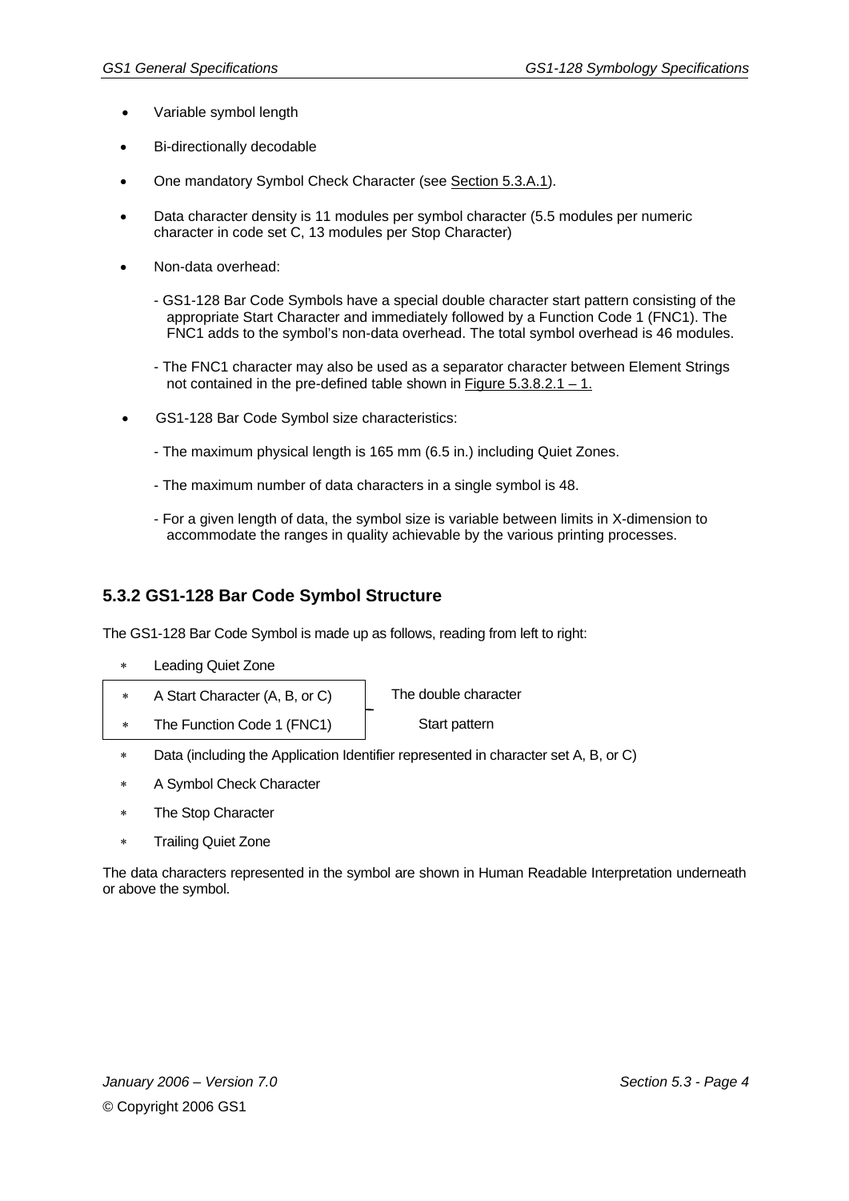- Variable symbol length
- Bi-directionally decodable
- One mandatory Symbol Check Character (see Section 5.3.A.1).
- Data character density is 11 modules per symbol character (5.5 modules per numeric character in code set C, 13 modules per Stop Character)
- Non-data overhead:
  - GS1-128 Bar Code Symbols have a special double character start pattern consisting of the appropriate Start Character and immediately followed by a Function Code 1 (FNC1). The FNC1 adds to the symbol's non-data overhead. The total symbol overhead is 46 modules.
  - The FNC1 character may also be used as a separator character between Element Strings not contained in the pre-defined table shown in Figure 5.3.8.2.1 – 1.
- GS1-128 Bar Code Symbol size characteristics:
  - The maximum physical length is 165 mm (6.5 in.) including Quiet Zones.
  - The maximum number of data characters in a single symbol is 48.
  - For a given length of data, the symbol size is variable between limits in X-dimension to accommodate the ranges in quality achievable by the various printing processes.

## 5.3.2 GS1-128 Bar Code Symbol Structure

The GS1-128 Bar Code Symbol is made up as follows, reading from left to right:

- Leading Quiet Zone
- A Start Character (A, B, or C) — The double character Start pattern
- The Function Code 1 (FNC1)
- Data (including the Application Identifier represented in character set A, B, or C)
- A Symbol Check Character
- The Stop Character
- Trailing Quiet Zone

The data characters represented in the symbol are shown in Human Readable Interpretation underneath or above the symbol.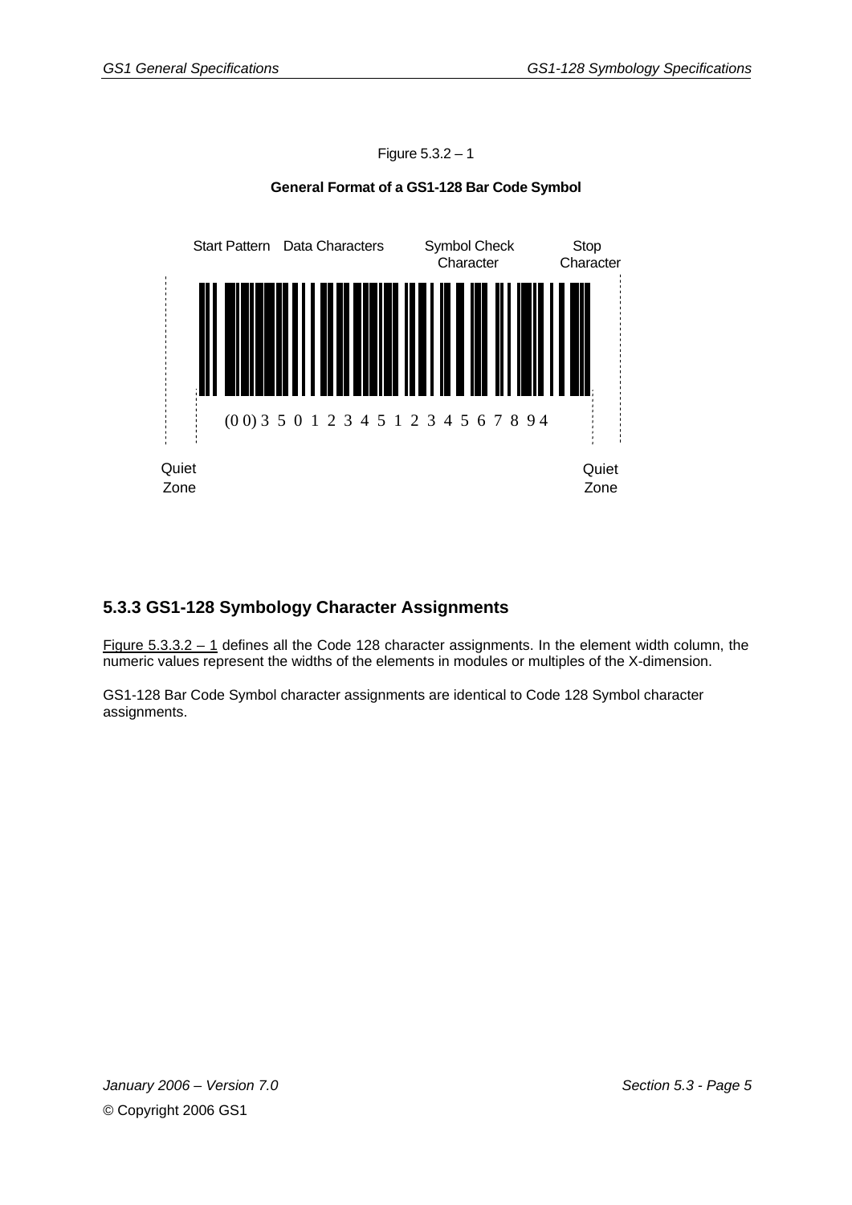Figure 5.3.2 – 1

**General Format of a GS1-128 Bar Code Symbol**

Start Pattern Data Characters Symbol Check Character Stop Character

(0 0) 3 5 0 1 2 3 4 5 1 2 3 4 5 6 7 8 9 4

Quiet Zone Quiet Zone

### 5.3.3 GS1-128 Symbology Character Assignments

Figure 5.3.3.2 – 1 defines all the Code 128 character assignments. In the element width column, the numeric values represent the widths of the elements in modules or multiples of the X-dimension.

GS1-128 Bar Code Symbol character assignments are identical to Code 128 Symbol character assignments.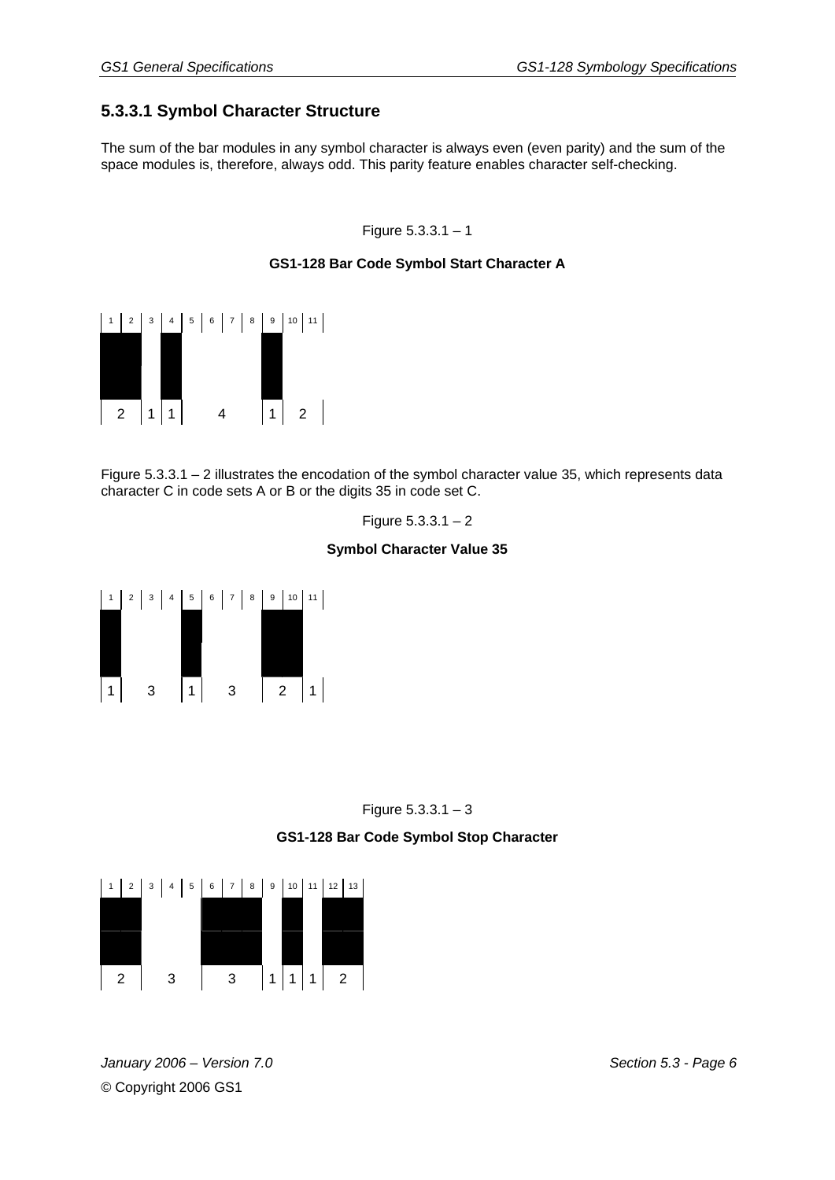### 5.3.3.1 Symbol Character Structure

The sum of the bar modules in any symbol character is always even (even parity) and the sum of the space modules is, therefore, always odd. This parity feature enables character self-checking.

Figure 5.3.3.1 – 1

**GS1-128 Bar Code Symbol Start Character A**

1 2 3 4 5 6 7 8 9 10 11

2 1 1 4 1 2

Figure 5.3.3.1 – 2 illustrates the encodation of the symbol character value 35, which represents data character C in code sets A or B or the digits 35 in code set C.

Figure 5.3.3.1 – 2

**Symbol Character Value 35**

1 2 3 4 5 6 7 8 9 10 11

1 3 1 3 2 1

Figure 5.3.3.1 – 3

**GS1-128 Bar Code Symbol Stop Character**

1 2 3 4 5 6 7 8 9 10 11 12 13

2 3 3 1 1 1 2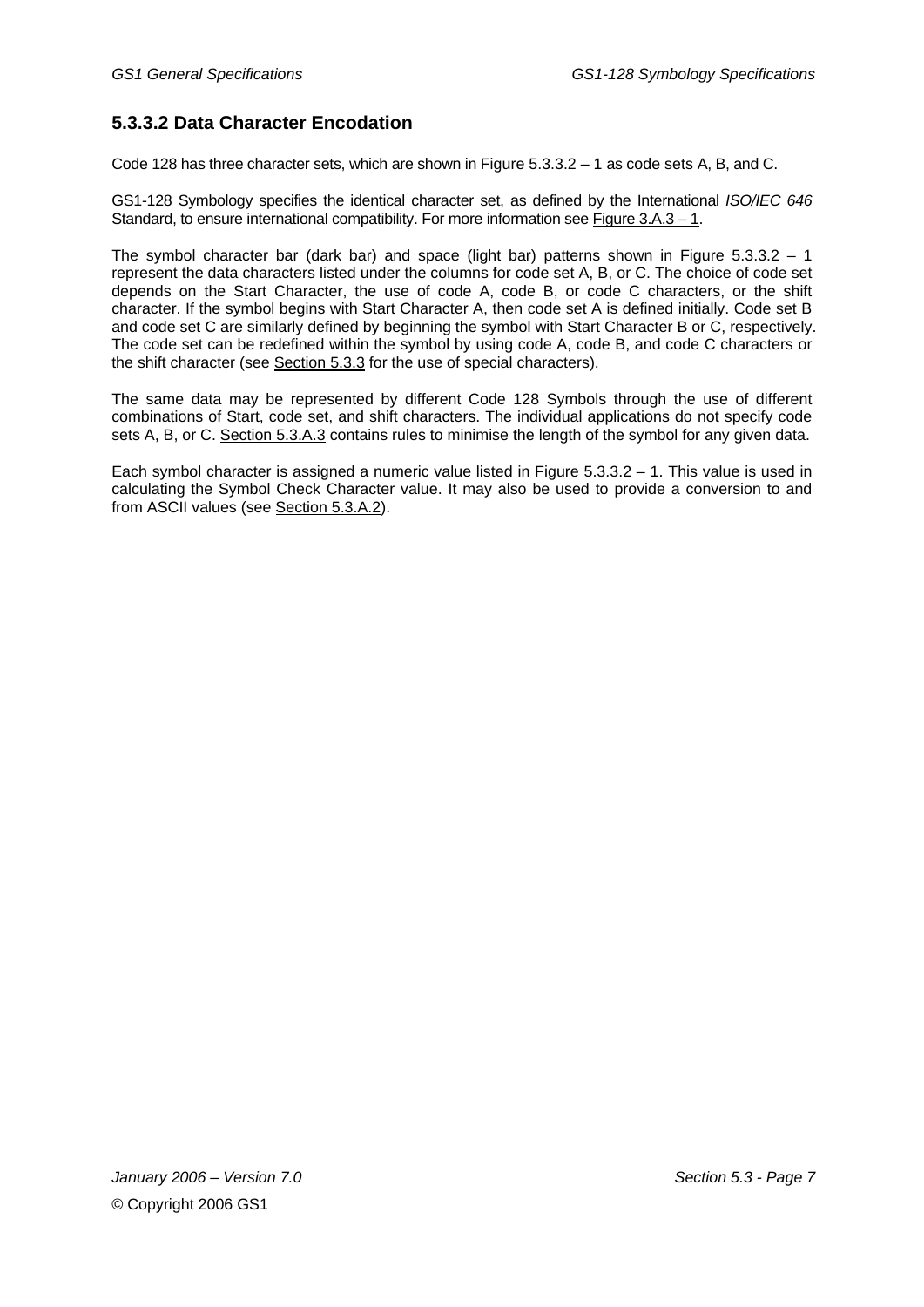### 5.3.3.2 Data Character Encodation

Code 128 has three character sets, which are shown in Figure 5.3.3.2 – 1 as code sets A, B, and C.

GS1-128 Symbology specifies the identical character set, as defined by the International *ISO/IEC 646* Standard, to ensure international compatibility. For more information see Figure 3.A.3 – 1.

The symbol character bar (dark bar) and space (light bar) patterns shown in Figure 5.3.3.2 – 1 represent the data characters listed under the columns for code set A, B, or C. The choice of code set depends on the Start Character, the use of code A, code B, or code C characters, or the shift character. If the symbol begins with Start Character A, then code set A is defined initially. Code set B and code set C are similarly defined by beginning the symbol with Start Character B or C, respectively. The code set can be redefined within the symbol by using code A, code B, and code C characters or the shift character (see Section 5.3.3 for the use of special characters).

The same data may be represented by different Code 128 Symbols through the use of different combinations of Start, code set, and shift characters. The individual applications do not specify code sets A, B, or C. Section 5.3.A.3 contains rules to minimise the length of the symbol for any given data.

Each symbol character is assigned a numeric value listed in Figure 5.3.3.2 – 1. This value is used in calculating the Symbol Check Character value. It may also be used to provide a conversion to and from ASCII values (see Section 5.3.A.2).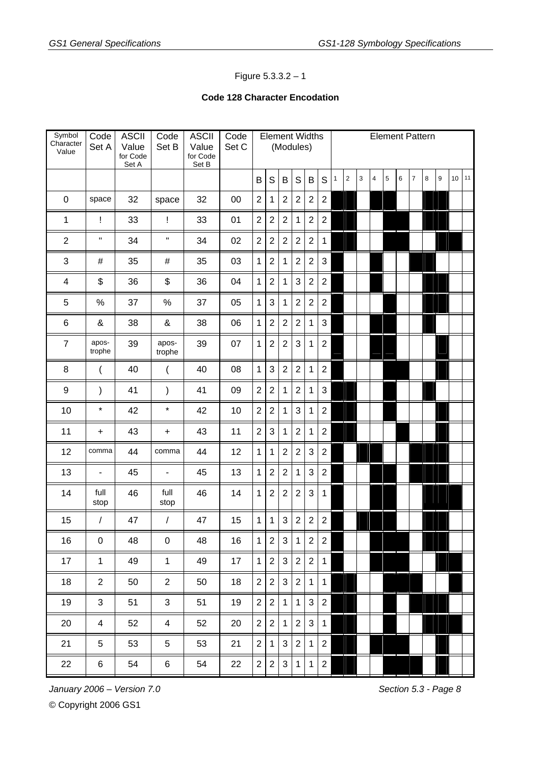Figure 5.3.3.2 – 1

**Code 128 Character Encodation**

| Symbol Character Value | Code Set A | ASCII Value for Code Set A | Code Set B | ASCII Value for Code Set B | Code Set C | Element Widths (Modules) | | | | | | Element Pattern | | | | | | | | | | |
|---|---|---|---|---|---|---|---|---|---|---|---|---|---|---|---|---|---|---|---|---|---|---|
| | | | | | | B | S | B | S | B | S | 1 | 2 | 3 | 4 | 5 | 6 | 7 | 8 | 9 | 10 | 11 |
| 0 | space | 32 | space | 32 | 00 | 2 | 1 | 2 | 2 | 2 | 2 | | | | | | | | | | | |
| 1 | ! | 33 | ! | 33 | 01 | 2 | 2 | 2 | 1 | 2 | 2 | | | | | | | | | | | |
| 2 | " | 34 | " | 34 | 02 | 2 | 2 | 2 | 2 | 2 | 1 | | | | | | | | | | | |
| 3 | # | 35 | # | 35 | 03 | 1 | 2 | 1 | 2 | 2 | 3 | | | | | | | | | | | |
| 4 | $ | 36 | $ | 36 | 04 | 1 | 2 | 1 | 3 | 2 | 2 | | | | | | | | | | | |
| 5 | % | 37 | % | 37 | 05 | 1 | 3 | 1 | 2 | 2 | 2 | | | | | | | | | | | |
| 6 | & | 38 | & | 38 | 06 | 1 | 2 | 2 | 2 | 1 | 3 | | | | | | | | | | | |
| 7 | apos-trophe | 39 | apos-trophe | 39 | 07 | 1 | 2 | 2 | 3 | 1 | 2 | | | | | | | | | | | |
| 8 | ( | 40 | ( | 40 | 08 | 1 | 3 | 2 | 2 | 1 | 2 | | | | | | | | | | | |
| 9 | ) | 41 | ) | 41 | 09 | 2 | 2 | 1 | 2 | 1 | 3 | | | | | | | | | | | |
| 10 | * | 42 | * | 42 | 10 | 2 | 2 | 1 | 3 | 1 | 2 | | | | | | | | | | | |
| 11 | + | 43 | + | 43 | 11 | 2 | 3 | 1 | 2 | 1 | 2 | | | | | | | | | | | |
| 12 | comma | 44 | comma | 44 | 12 | 1 | 1 | 2 | 2 | 3 | 2 | | | | | | | | | | | |
| 13 | - | 45 | - | 45 | 13 | 1 | 2 | 2 | 1 | 3 | 2 | | | | | | | | | | | |
| 14 | full stop | 46 | full stop | 46 | 14 | 1 | 2 | 2 | 2 | 3 | 1 | | | | | | | | | | | |
| 15 | / | 47 | / | 47 | 15 | 1 | 1 | 3 | 2 | 2 | 2 | | | | | | | | | | | |
| 16 | 0 | 48 | 0 | 48 | 16 | 1 | 2 | 3 | 1 | 2 | 2 | | | | | | | | | | | |
| 17 | 1 | 49 | 1 | 49 | 17 | 1 | 2 | 3 | 2 | 2 | 1 | | | | | | | | | | | |
| 18 | 2 | 50 | 2 | 50 | 18 | 2 | 2 | 3 | 2 | 1 | 1 | | | | | | | | | | | |
| 19 | 3 | 51 | 3 | 51 | 19 | 2 | 2 | 1 | 1 | 3 | 2 | | | | | | | | | | | |
| 20 | 4 | 52 | 4 | 52 | 20 | 2 | 2 | 1 | 2 | 3 | 1 | | | | | | | | | | | |
| 21 | 5 | 53 | 5 | 53 | 21 | 2 | 1 | 3 | 2 | 1 | 2 | | | | | | | | | | | |
| 22 | 6 | 54 | 6 | 54 | 22 | 2 | 2 | 3 | 1 | 1 | 2 | | | | | | | | | | | |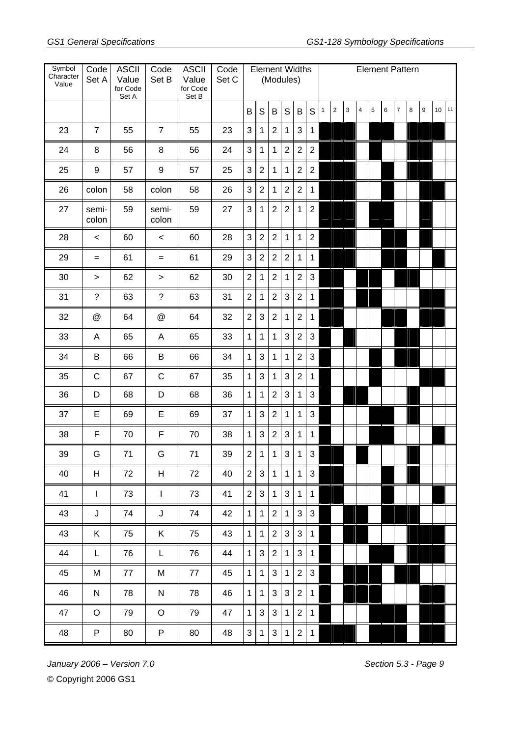| Symbol Character Value | Code Set A | ASCII Value for Code Set A | Code Set B | ASCII Value for Code Set B | Code Set C | Element Widths (Modules) | | | | | | Element Pattern | | | | | | | | | | |
|---|---|---|---|---|---|---|---|---|---|---|---|---|---|---|---|---|---|---|---|---|---|---|
| | | | | | | B | S | B | S | B | S | 1 | 2 | 3 | 4 | 5 | 6 | 7 | 8 | 9 | 10 | 11 |
| 23 | 7 | 55 | 7 | 55 | 23 | 3 | 1 | 2 | 1 | 3 | 1 | | | | | | | | | | | |
| 24 | 8 | 56 | 8 | 56 | 24 | 3 | 1 | 1 | 2 | 2 | 2 | | | | | | | | | | | |
| 25 | 9 | 57 | 9 | 57 | 25 | 3 | 2 | 1 | 1 | 2 | 2 | | | | | | | | | | | |
| 26 | colon | 58 | colon | 58 | 26 | 3 | 2 | 1 | 2 | 2 | 1 | | | | | | | | | | | |
| 27 | semi-colon | 59 | semi-colon | 59 | 27 | 3 | 1 | 2 | 2 | 1 | 2 | | | | | | | | | | | |
| 28 | < | 60 | < | 60 | 28 | 3 | 2 | 2 | 1 | 1 | 2 | | | | | | | | | | | |
| 29 | = | 61 | = | 61 | 29 | 3 | 2 | 2 | 2 | 1 | 1 | | | | | | | | | | | |
| 30 | > | 62 | > | 62 | 30 | 2 | 1 | 2 | 1 | 2 | 3 | | | | | | | | | | | |
| 31 | ? | 63 | ? | 63 | 31 | 2 | 1 | 2 | 3 | 2 | 1 | | | | | | | | | | | |
| 32 | @ | 64 | @ | 64 | 32 | 2 | 3 | 2 | 1 | 2 | 1 | | | | | | | | | | | |
| 33 | A | 65 | A | 65 | 33 | 1 | 1 | 1 | 3 | 2 | 3 | | | | | | | | | | | |
| 34 | B | 66 | B | 66 | 34 | 1 | 3 | 1 | 1 | 2 | 3 | | | | | | | | | | | |
| 35 | C | 67 | C | 67 | 35 | 1 | 3 | 1 | 3 | 2 | 1 | | | | | | | | | | | |
| 36 | D | 68 | D | 68 | 36 | 1 | 1 | 2 | 3 | 1 | 3 | | | | | | | | | | | |
| 37 | E | 69 | E | 69 | 37 | 1 | 3 | 2 | 1 | 1 | 3 | | | | | | | | | | | |
| 38 | F | 70 | F | 70 | 38 | 1 | 3 | 2 | 3 | 1 | 1 | | | | | | | | | | | |
| 39 | G | 71 | G | 71 | 39 | 2 | 1 | 1 | 3 | 1 | 3 | | | | | | | | | | | |
| 40 | H | 72 | H | 72 | 40 | 2 | 3 | 1 | 1 | 1 | 3 | | | | | | | | | | | |
| 41 | I | 73 | I | 73 | 41 | 2 | 3 | 1 | 3 | 1 | 1 | | | | | | | | | | | |
| 43 | J | 74 | J | 74 | 42 | 1 | 1 | 2 | 1 | 3 | 3 | | | | | | | | | | | |
| 43 | K | 75 | K | 75 | 43 | 1 | 1 | 2 | 3 | 3 | 1 | | | | | | | | | | | |
| 44 | L | 76 | L | 76 | 44 | 1 | 3 | 2 | 1 | 3 | 1 | | | | | | | | | | | |
| 45 | M | 77 | M | 77 | 45 | 1 | 1 | 3 | 1 | 2 | 3 | | | | | | | | | | | |
| 46 | N | 78 | N | 78 | 46 | 1 | 1 | 3 | 3 | 2 | 1 | | | | | | | | | | | |
| 47 | O | 79 | O | 79 | 47 | 1 | 3 | 3 | 1 | 2 | 1 | | | | | | | | | | | |
| 48 | P | 80 | P | 80 | 48 | 3 | 1 | 3 | 1 | 2 | 1 | | | | | | | | | | | |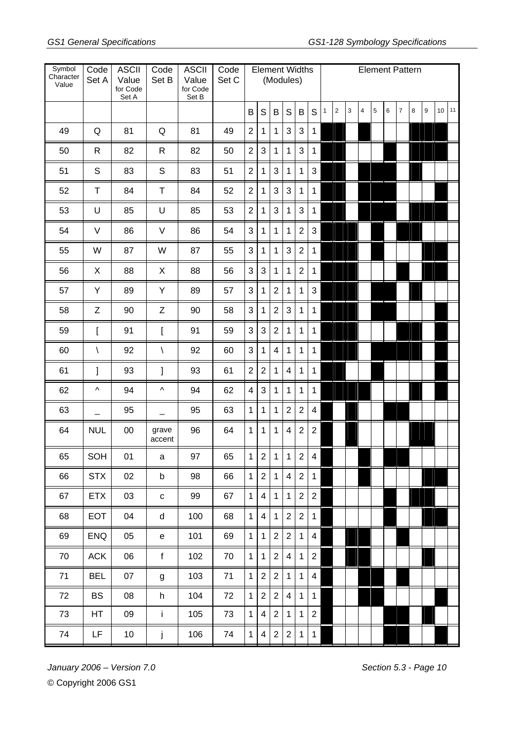| Symbol Character Value | Code Set A | ASCII Value for Code Set A | Code Set B | ASCII Value for Code Set B | Code Set C | Element Widths (Modules) | | | | | | Element Pattern | | | | | | | | | | |
|---|---|---|---|---|---|---|---|---|---|---|---|---|---|---|---|---|---|---|---|---|---|---|
| | | | | | | B | S | B | S | B | S | 1 | 2 | 3 | 4 | 5 | 6 | 7 | 8 | 9 | 10 | 11 |
| 49 | Q | 81 | Q | 81 | 49 | 2 | 1 | 1 | 3 | 3 | 1 | | | | | | | | | | | |
| 50 | R | 82 | R | 82 | 50 | 2 | 3 | 1 | 1 | 3 | 1 | | | | | | | | | | | |
| 51 | S | 83 | S | 83 | 51 | 2 | 1 | 3 | 1 | 1 | 3 | | | | | | | | | | | |
| 52 | T | 84 | T | 84 | 52 | 2 | 1 | 3 | 3 | 1 | 1 | | | | | | | | | | | |
| 53 | U | 85 | U | 85 | 53 | 2 | 1 | 3 | 1 | 3 | 1 | | | | | | | | | | | |
| 54 | V | 86 | V | 86 | 54 | 3 | 1 | 1 | 1 | 2 | 3 | | | | | | | | | | | |
| 55 | W | 87 | W | 87 | 55 | 3 | 1 | 1 | 3 | 2 | 1 | | | | | | | | | | | |
| 56 | X | 88 | X | 88 | 56 | 3 | 3 | 1 | 1 | 2 | 1 | | | | | | | | | | | |
| 57 | Y | 89 | Y | 89 | 57 | 3 | 1 | 2 | 1 | 1 | 3 | | | | | | | | | | | |
| 58 | Z | 90 | Z | 90 | 58 | 3 | 1 | 2 | 3 | 1 | 1 | | | | | | | | | | | |
| 59 | [ | 91 | [ | 91 | 59 | 3 | 3 | 2 | 1 | 1 | 1 | | | | | | | | | | | |
| 60 | \ | 92 | \ | 92 | 60 | 3 | 1 | 4 | 1 | 1 | 1 | | | | | | | | | | | |
| 61 | ] | 93 | ] | 93 | 61 | 2 | 2 | 1 | 4 | 1 | 1 | | | | | | | | | | | |
| 62 | ^ | 94 | ^ | 94 | 62 | 4 | 3 | 1 | 1 | 1 | 1 | | | | | | | | | | | |
| 63 | _ | 95 | _ | 95 | 63 | 1 | 1 | 1 | 2 | 2 | 4 | | | | | | | | | | | |
| 64 | NUL | 00 | grave accent | 96 | 64 | 1 | 1 | 1 | 4 | 2 | 2 | | | | | | | | | | | |
| 65 | SOH | 01 | a | 97 | 65 | 1 | 2 | 1 | 1 | 2 | 4 | | | | | | | | | | | |
| 66 | STX | 02 | b | 98 | 66 | 1 | 2 | 1 | 4 | 2 | 1 | | | | | | | | | | | |
| 67 | ETX | 03 | c | 99 | 67 | 1 | 4 | 1 | 1 | 2 | 2 | | | | | | | | | | | |
| 68 | EOT | 04 | d | 100 | 68 | 1 | 4 | 1 | 2 | 2 | 1 | | | | | | | | | | | |
| 69 | ENQ | 05 | e | 101 | 69 | 1 | 1 | 2 | 2 | 1 | 4 | | | | | | | | | | | |
| 70 | ACK | 06 | f | 102 | 70 | 1 | 1 | 2 | 4 | 1 | 2 | | | | | | | | | | | |
| 71 | BEL | 07 | g | 103 | 71 | 1 | 2 | 2 | 1 | 1 | 4 | | | | | | | | | | | |
| 72 | BS | 08 | h | 104 | 72 | 1 | 2 | 2 | 4 | 1 | 1 | | | | | | | | | | | |
| 73 | HT | 09 | i | 105 | 73 | 1 | 4 | 2 | 1 | 1 | 2 | | | | | | | | | | | |
| 74 | LF | 10 | j | 106 | 74 | 1 | 4 | 2 | 2 | 1 | 1 | | | | | | | | | | | |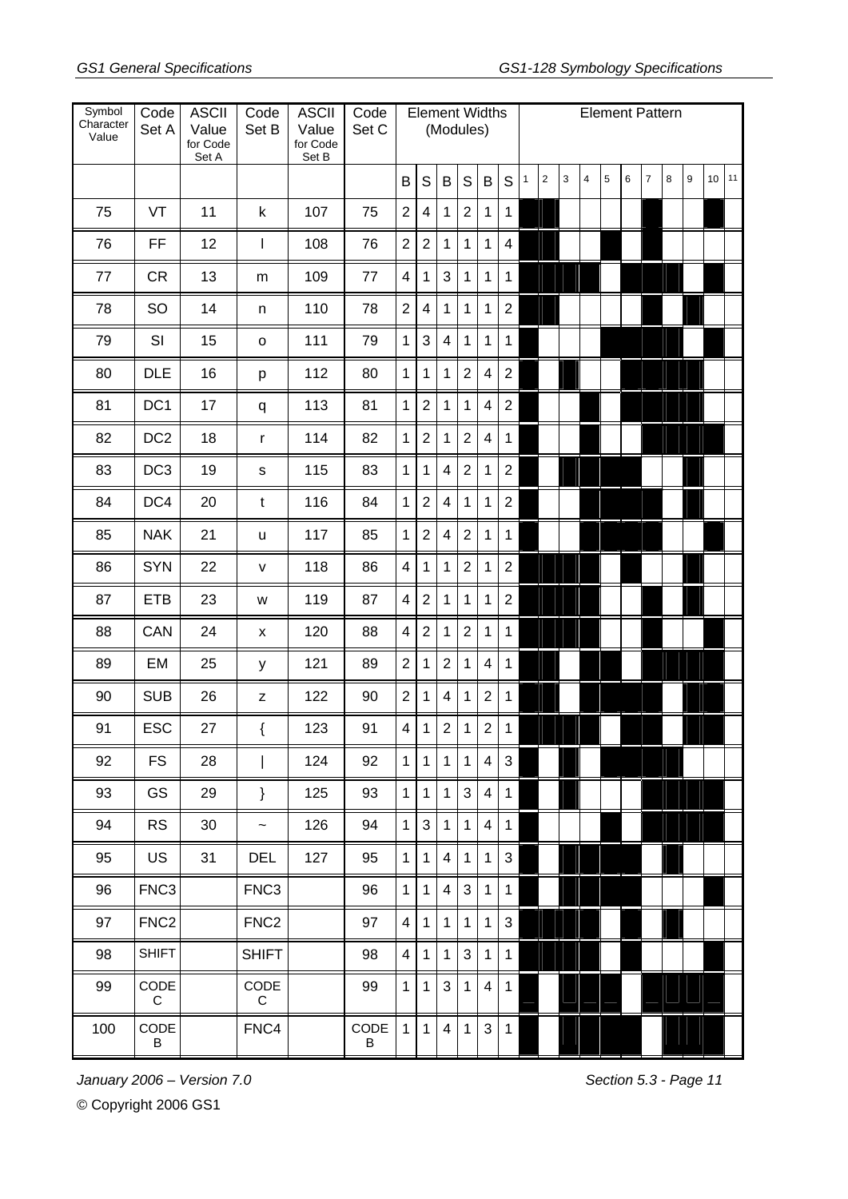| Symbol Character Value | Code Set A | ASCII Value for Code Set A | Code Set B | ASCII Value for Code Set B | Code Set C | Element Widths (Modules) | | | | | | Element Pattern |
|---|---|---|---|---|---|---|---|---|---|---|---|---|
| | | | | | | B | S | B | S | B | S | 1 2 3 4 5 6 7 8 9 10 11 |
| 75 | VT | 11 | k | 107 | 75 | 2 | 4 | 1 | 2 | 1 | 1 | |
| 76 | FF | 12 | l | 108 | 76 | 2 | 2 | 1 | 1 | 1 | 4 | |
| 77 | CR | 13 | m | 109 | 77 | 4 | 1 | 3 | 1 | 1 | 1 | |
| 78 | SO | 14 | n | 110 | 78 | 2 | 4 | 1 | 1 | 1 | 2 | |
| 79 | SI | 15 | o | 111 | 79 | 1 | 3 | 4 | 1 | 1 | 1 | |
| 80 | DLE | 16 | p | 112 | 80 | 1 | 1 | 1 | 2 | 4 | 2 | |
| 81 | DC1 | 17 | q | 113 | 81 | 1 | 2 | 1 | 1 | 4 | 2 | |
| 82 | DC2 | 18 | r | 114 | 82 | 1 | 2 | 1 | 2 | 4 | 1 | |
| 83 | DC3 | 19 | s | 115 | 83 | 1 | 1 | 4 | 2 | 1 | 2 | |
| 84 | DC4 | 20 | t | 116 | 84 | 1 | 2 | 4 | 1 | 1 | 2 | |
| 85 | NAK | 21 | u | 117 | 85 | 1 | 2 | 4 | 2 | 1 | 1 | |
| 86 | SYN | 22 | v | 118 | 86 | 4 | 1 | 1 | 2 | 1 | 2 | |
| 87 | ETB | 23 | w | 119 | 87 | 4 | 2 | 1 | 1 | 1 | 2 | |
| 88 | CAN | 24 | x | 120 | 88 | 4 | 2 | 1 | 2 | 1 | 1 | |
| 89 | EM | 25 | y | 121 | 89 | 2 | 1 | 2 | 1 | 4 | 1 | |
| 90 | SUB | 26 | z | 122 | 90 | 2 | 1 | 4 | 1 | 2 | 1 | |
| 91 | ESC | 27 | { | 123 | 91 | 4 | 1 | 2 | 1 | 2 | 1 | |
| 92 | FS | 28 | \| | 124 | 92 | 1 | 1 | 1 | 1 | 4 | 3 | |
| 93 | GS | 29 | } | 125 | 93 | 1 | 1 | 1 | 3 | 4 | 1 | |
| 94 | RS | 30 | ~ | 126 | 94 | 1 | 3 | 1 | 1 | 4 | 1 | |
| 95 | US | 31 | DEL | 127 | 95 | 1 | 1 | 4 | 1 | 1 | 3 | |
| 96 | FNC3 | | FNC3 | | 96 | 1 | 1 | 4 | 3 | 1 | 1 | |
| 97 | FNC2 | | FNC2 | | 97 | 4 | 1 | 1 | 1 | 1 | 3 | |
| 98 | SHIFT | | SHIFT | | 98 | 4 | 1 | 1 | 3 | 1 | 1 | |
| 99 | CODE C | | CODE C | | 99 | 1 | 1 | 3 | 1 | 4 | 1 | |
| 100 | CODE B | | FNC4 | | CODE B | 1 | 1 | 4 | 1 | 3 | 1 | |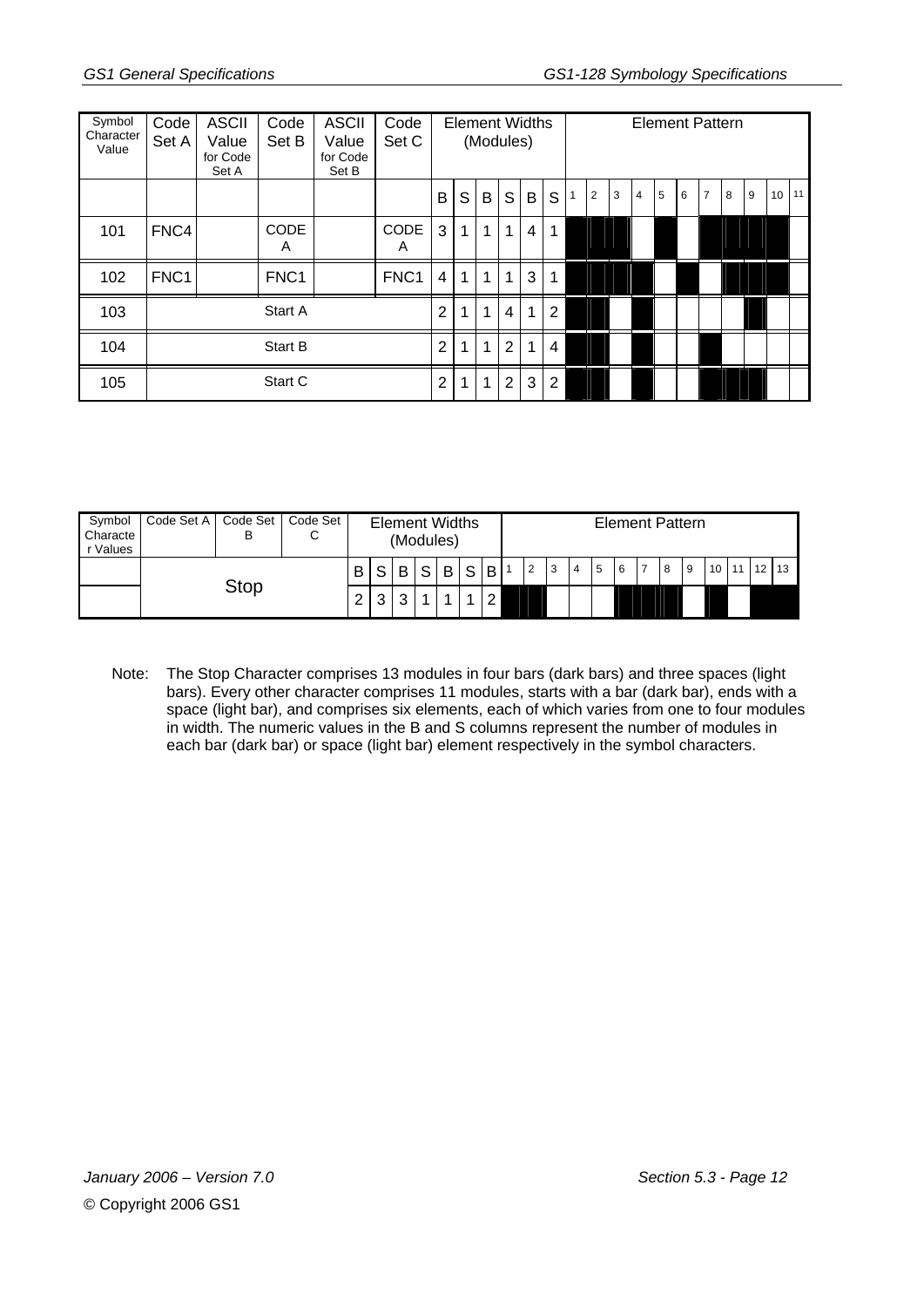| Symbol Character Value | Code Set A | ASCII Value for Code Set A | Code Set B | ASCII Value for Code Set B | Code Set C | Element Widths (Modules) | | | | | | Element Pattern | | | | | | | | | | |
|---|---|---|---|---|---|---|---|---|---|---|---|---|---|---|---|---|---|---|---|---|---|---|
| | | | | | | B | S | B | S | B | S | 1 | 2 | 3 | 4 | 5 | 6 | 7 | 8 | 9 | 10 | 11 |
| 101 | FNC4 | | CODE A | | CODE A | 3 | 1 | 1 | 1 | 4 | 1 | | | | | | | | | | | |
| 102 | FNC1 | | FNC1 | | FNC1 | 4 | 1 | 1 | 1 | 3 | 1 | | | | | | | | | | | |
| 103 | Start A | | | | | 2 | 1 | 1 | 4 | 1 | 2 | | | | | | | | | | | |
| 104 | Start B | | | | | 2 | 1 | 1 | 2 | 1 | 4 | | | | | | | | | | | |
| 105 | Start C | | | | | 2 | 1 | 1 | 2 | 3 | 2 | | | | | | | | | | | |

| Symbol Character Values | Code Set A | Code Set B | Code Set C | Element Widths (Modules) | | | | | | | Element Pattern | | | | | | | | | | | | |
|---|---|---|---|---|---|---|---|---|---|---|---|---|---|---|---|---|---|---|---|---|---|---|---|
| | Stop | | | B | S | B | S | B | S | B | 1 | 2 | 3 | 4 | 5 | 6 | 7 | 8 | 9 | 10 | 11 | 12 | 13 |
| | | | | 2 | 3 | 3 | 1 | 1 | 1 | 2 | | | | | | | | | | | | | |

Note: The Stop Character comprises 13 modules in four bars (dark bars) and three spaces (light bars). Every other character comprises 11 modules, starts with a bar (dark bar), ends with a space (light bar), and comprises six elements, each of which varies from one to four modules in width. The numeric values in the B and S columns represent the number of modules in each bar (dark bar) or space (light bar) element respectively in the symbol characters.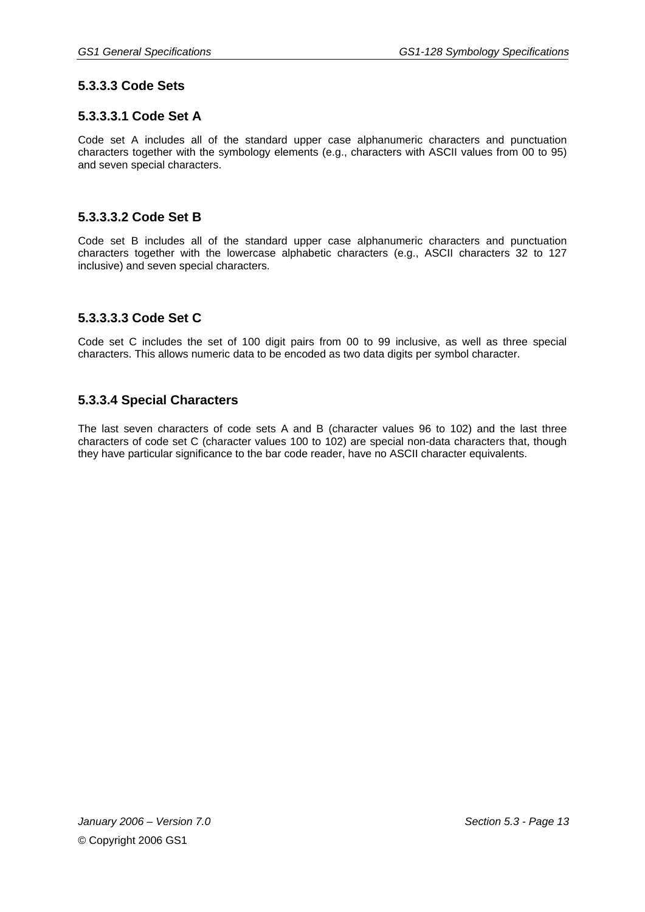### 5.3.3.3 Code Sets

#### 5.3.3.3.1 Code Set A

Code set A includes all of the standard upper case alphanumeric characters and punctuation characters together with the symbology elements (e.g., characters with ASCII values from 00 to 95) and seven special characters.

#### 5.3.3.3.2 Code Set B

Code set B includes all of the standard upper case alphanumeric characters and punctuation characters together with the lowercase alphabetic characters (e.g., ASCII characters 32 to 127 inclusive) and seven special characters.

#### 5.3.3.3.3 Code Set C

Code set C includes the set of 100 digit pairs from 00 to 99 inclusive, as well as three special characters. This allows numeric data to be encoded as two data digits per symbol character.

### 5.3.3.4 Special Characters

The last seven characters of code sets A and B (character values 96 to 102) and the last three characters of code set C (character values 100 to 102) are special non-data characters that, though they have particular significance to the bar code reader, have no ASCII character equivalents.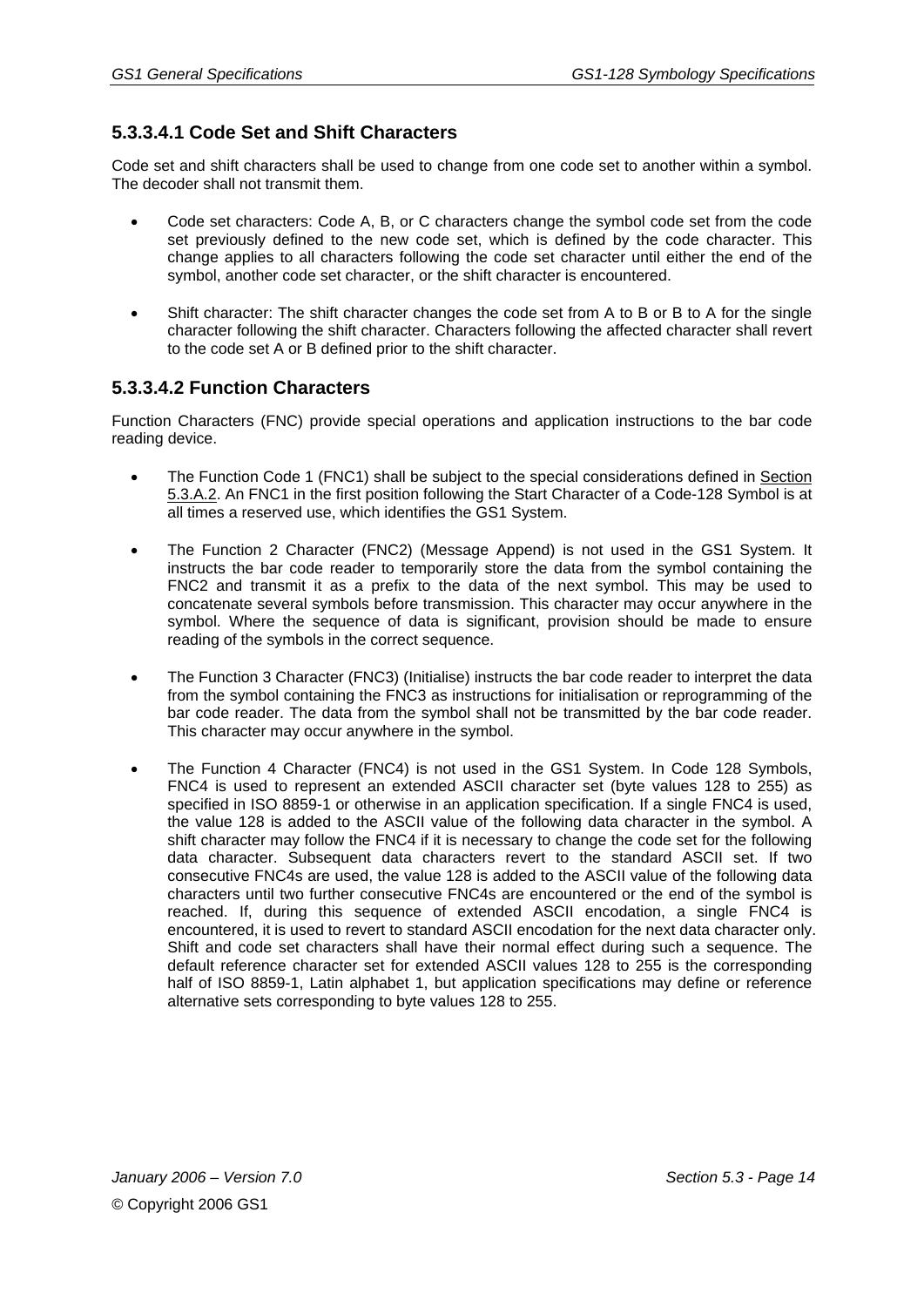#### 5.3.3.4.1 Code Set and Shift Characters

Code set and shift characters shall be used to change from one code set to another within a symbol. The decoder shall not transmit them.

- Code set characters: Code A, B, or C characters change the symbol code set from the code set previously defined to the new code set, which is defined by the code character. This change applies to all characters following the code set character until either the end of the symbol, another code set character, or the shift character is encountered.

- Shift character: The shift character changes the code set from A to B or B to A for the single character following the shift character. Characters following the affected character shall revert to the code set A or B defined prior to the shift character.

#### 5.3.3.4.2 Function Characters

Function Characters (FNC) provide special operations and application instructions to the bar code reading device.

- The Function Code 1 (FNC1) shall be subject to the special considerations defined in Section 5.3.A.2. An FNC1 in the first position following the Start Character of a Code-128 Symbol is at all times a reserved use, which identifies the GS1 System.

- The Function 2 Character (FNC2) (Message Append) is not used in the GS1 System. It instructs the bar code reader to temporarily store the data from the symbol containing the FNC2 and transmit it as a prefix to the data of the next symbol. This may be used to concatenate several symbols before transmission. This character may occur anywhere in the symbol. Where the sequence of data is significant, provision should be made to ensure reading of the symbols in the correct sequence.

- The Function 3 Character (FNC3) (Initialise) instructs the bar code reader to interpret the data from the symbol containing the FNC3 as instructions for initialisation or reprogramming of the bar code reader. The data from the symbol shall not be transmitted by the bar code reader. This character may occur anywhere in the symbol.

- The Function 4 Character (FNC4) is not used in the GS1 System. In Code 128 Symbols, FNC4 is used to represent an extended ASCII character set (byte values 128 to 255) as specified in ISO 8859-1 or otherwise in an application specification. If a single FNC4 is used, the value 128 is added to the ASCII value of the following data character in the symbol. A shift character may follow the FNC4 if it is necessary to change the code set for the following data character. Subsequent data characters revert to the standard ASCII set. If two consecutive FNC4s are used, the value 128 is added to the ASCII value of the following data characters until two further consecutive FNC4s are encountered or the end of the symbol is reached. If, during this sequence of extended ASCII encodation, a single FNC4 is encountered, it is used to revert to standard ASCII encodation for the next data character only. Shift and code set characters shall have their normal effect during such a sequence. The default reference character set for extended ASCII values 128 to 255 is the corresponding half of ISO 8859-1, Latin alphabet 1, but application specifications may define or reference alternative sets corresponding to byte values 128 to 255.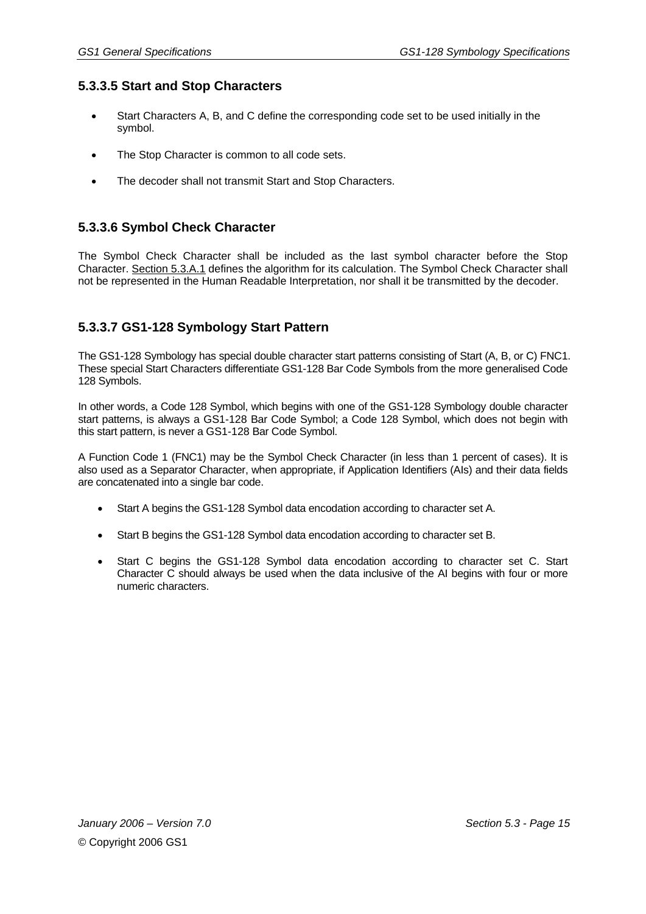### 5.3.3.5 Start and Stop Characters

- Start Characters A, B, and C define the corresponding code set to be used initially in the symbol.
- The Stop Character is common to all code sets.
- The decoder shall not transmit Start and Stop Characters.

### 5.3.3.6 Symbol Check Character

The Symbol Check Character shall be included as the last symbol character before the Stop Character. Section 5.3.A.1 defines the algorithm for its calculation. The Symbol Check Character shall not be represented in the Human Readable Interpretation, nor shall it be transmitted by the decoder.

### 5.3.3.7 GS1-128 Symbology Start Pattern

The GS1-128 Symbology has special double character start patterns consisting of Start (A, B, or C) FNC1. These special Start Characters differentiate GS1-128 Bar Code Symbols from the more generalised Code 128 Symbols.

In other words, a Code 128 Symbol, which begins with one of the GS1-128 Symbology double character start patterns, is always a GS1-128 Bar Code Symbol; a Code 128 Symbol, which does not begin with this start pattern, is never a GS1-128 Bar Code Symbol.

A Function Code 1 (FNC1) may be the Symbol Check Character (in less than 1 percent of cases). It is also used as a Separator Character, when appropriate, if Application Identifiers (AIs) and their data fields are concatenated into a single bar code.

- Start A begins the GS1-128 Symbol data encodation according to character set A.
- Start B begins the GS1-128 Symbol data encodation according to character set B.
- Start C begins the GS1-128 Symbol data encodation according to character set C. Start Character C should always be used when the data inclusive of the AI begins with four or more numeric characters.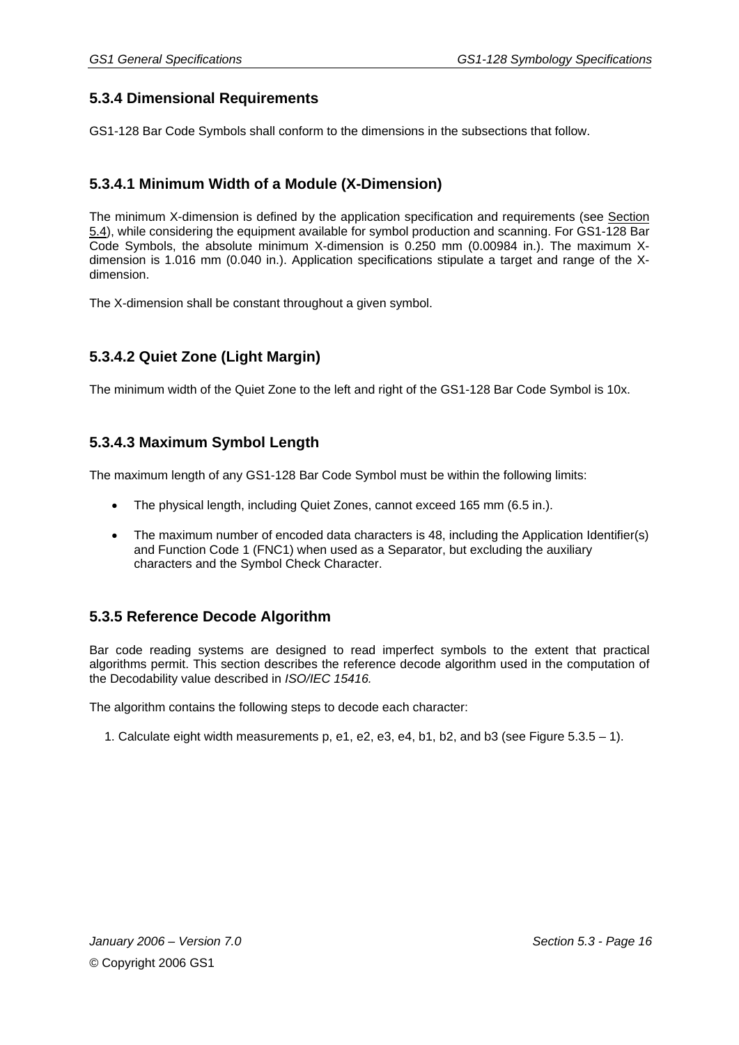### 5.3.4 Dimensional Requirements

GS1-128 Bar Code Symbols shall conform to the dimensions in the subsections that follow.

#### 5.3.4.1 Minimum Width of a Module (X-Dimension)

The minimum X-dimension is defined by the application specification and requirements (see Section 5.4), while considering the equipment available for symbol production and scanning. For GS1-128 Bar Code Symbols, the absolute minimum X-dimension is 0.250 mm (0.00984 in.). The maximum X-dimension is 1.016 mm (0.040 in.). Application specifications stipulate a target and range of the X-dimension.

The X-dimension shall be constant throughout a given symbol.

#### 5.3.4.2 Quiet Zone (Light Margin)

The minimum width of the Quiet Zone to the left and right of the GS1-128 Bar Code Symbol is 10x.

#### 5.3.4.3 Maximum Symbol Length

The maximum length of any GS1-128 Bar Code Symbol must be within the following limits:

- The physical length, including Quiet Zones, cannot exceed 165 mm (6.5 in.).
- The maximum number of encoded data characters is 48, including the Application Identifier(s) and Function Code 1 (FNC1) when used as a Separator, but excluding the auxiliary characters and the Symbol Check Character.

### 5.3.5 Reference Decode Algorithm

Bar code reading systems are designed to read imperfect symbols to the extent that practical algorithms permit. This section describes the reference decode algorithm used in the computation of the Decodability value described in *ISO/IEC 15416.*

The algorithm contains the following steps to decode each character:

1. Calculate eight width measurements p, e1, e2, e3, e4, b1, b2, and b3 (see Figure 5.3.5 – 1).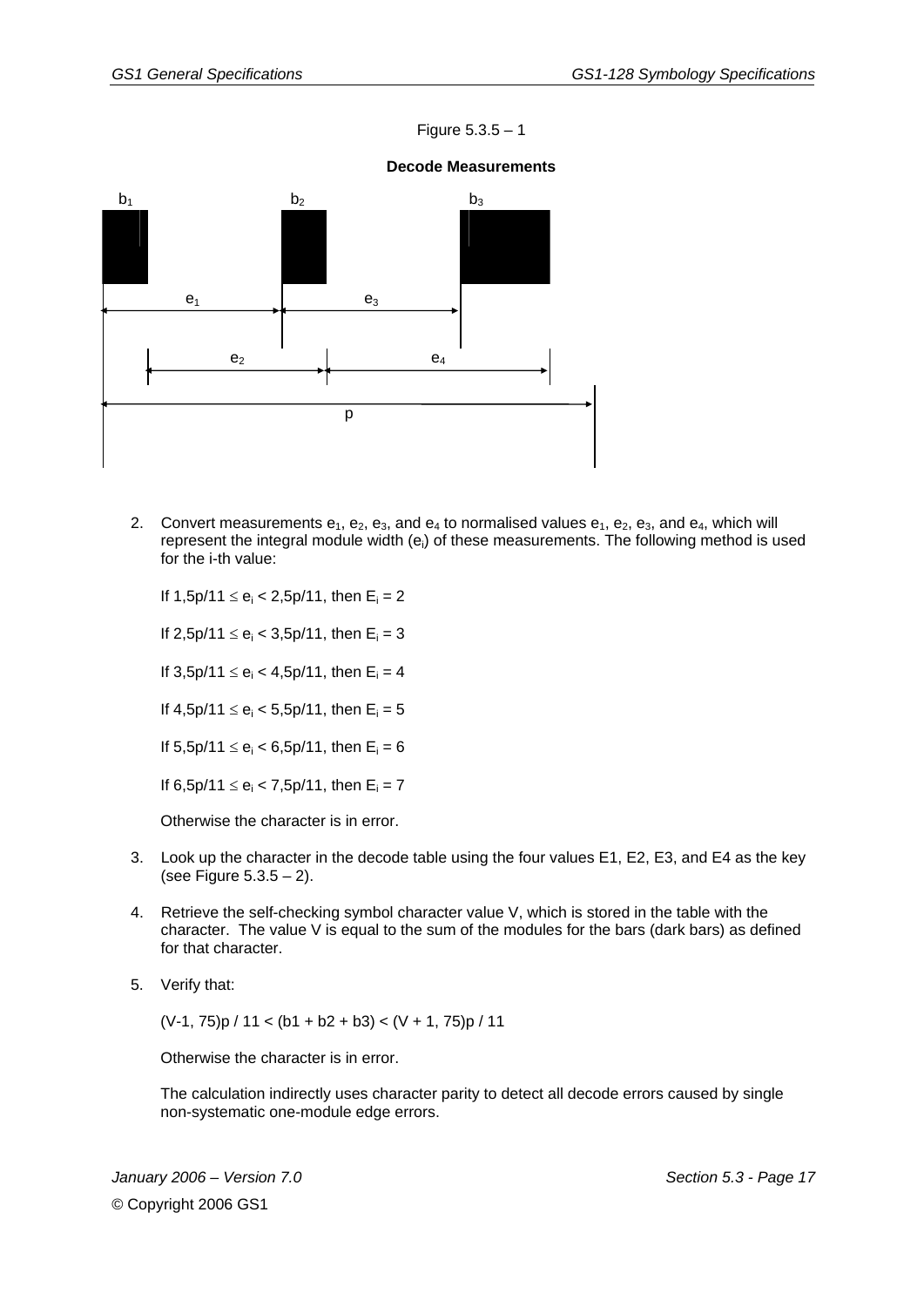Figure 5.3.5 – 1

**Decode Measurements**

$b_1$ $b_2$ $b_3$

$e_1$ $e_3$

$e_2$ $e_4$

p

2. Convert measurements $e_1$, $e_2$, $e_3$, and $e_4$ to normalised values $e_1$, $e_2$, $e_3$, and $e_4$, which will represent the integral module width ($e_i$) of these measurements. The following method is used for the i-th value:

   If $1{,}5p/11 \leq e_i < 2{,}5p/11$, then $E_i = 2$

   If $2{,}5p/11 \leq e_i < 3{,}5p/11$, then $E_i = 3$

   If $3{,}5p/11 \leq e_i < 4{,}5p/11$, then $E_i = 4$

   If $4{,}5p/11 \leq e_i < 5{,}5p/11$, then $E_i = 5$

   If $5{,}5p/11 \leq e_i < 6{,}5p/11$, then $E_i = 6$

   If $6{,}5p/11 \leq e_i < 7{,}5p/11$, then $E_i = 7$

   Otherwise the character is in error.

3. Look up the character in the decode table using the four values E1, E2, E3, and E4 as the key (see Figure 5.3.5 – 2).

4. Retrieve the self-checking symbol character value V, which is stored in the table with the character. The value V is equal to the sum of the modules for the bars (dark bars) as defined for that character.

5. Verify that:

   $(V-1{,}75)p / 11 < (b1 + b2 + b3) < (V + 1{,}75)p / 11$

   Otherwise the character is in error.

   The calculation indirectly uses character parity to detect all decode errors caused by single non-systematic one-module edge errors.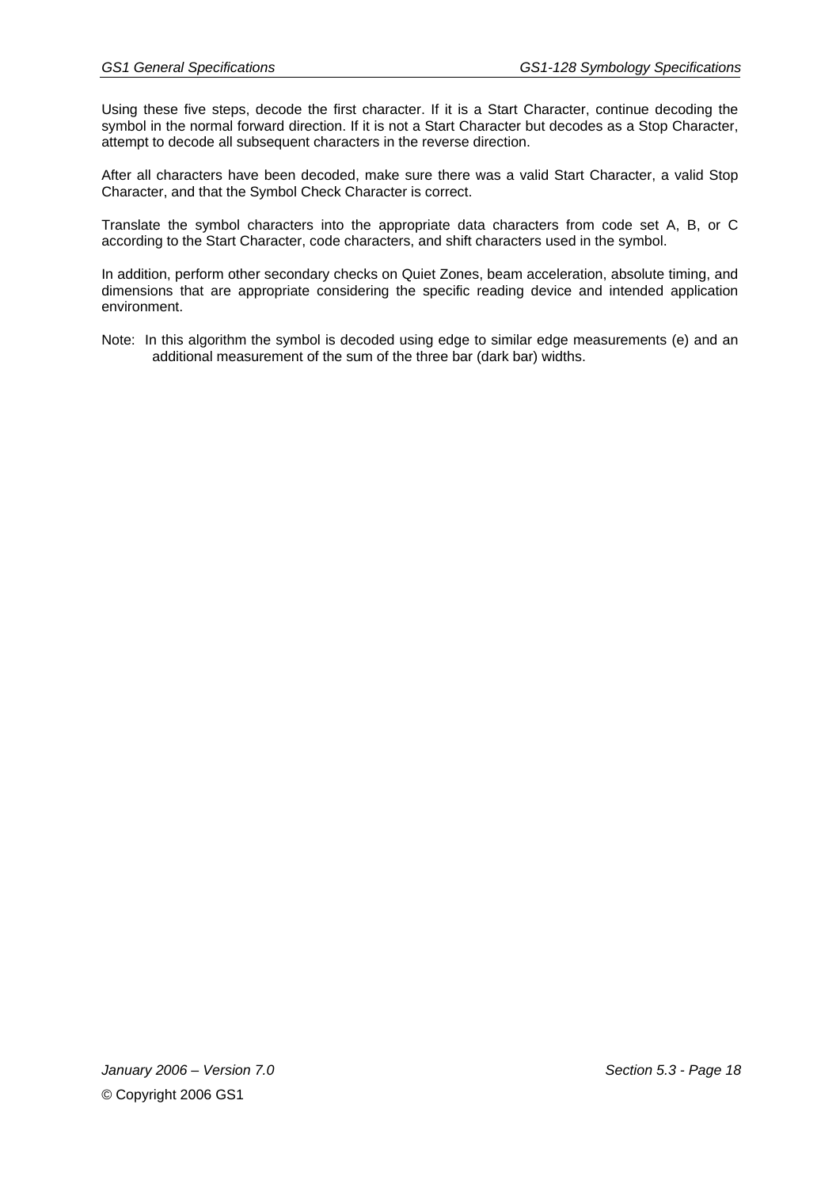Using these five steps, decode the first character. If it is a Start Character, continue decoding the symbol in the normal forward direction. If it is not a Start Character but decodes as a Stop Character, attempt to decode all subsequent characters in the reverse direction.

After all characters have been decoded, make sure there was a valid Start Character, a valid Stop Character, and that the Symbol Check Character is correct.

Translate the symbol characters into the appropriate data characters from code set A, B, or C according to the Start Character, code characters, and shift characters used in the symbol.

In addition, perform other secondary checks on Quiet Zones, beam acceleration, absolute timing, and dimensions that are appropriate considering the specific reading device and intended application environment.

Note: In this algorithm the symbol is decoded using edge to similar edge measurements (e) and an additional measurement of the sum of the three bar (dark bar) widths.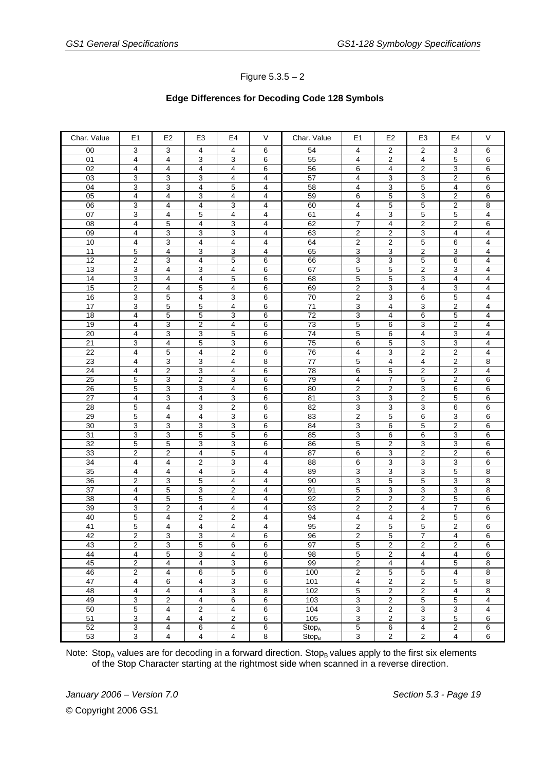Figure 5.3.5 – 2

**Edge Differences for Decoding Code 128 Symbols**

| Char. Value | E1 | E2 | E3 | E4 | V | Char. Value | E1 | E2 | E3 | E4 | V |
|---|---|---|---|---|---|---|---|---|---|---|---|
| 00 | 3 | 3 | 4 | 4 | 6 | 54 | 4 | 2 | 2 | 3 | 6 |
| 01 | 4 | 4 | 3 | 3 | 6 | 55 | 4 | 2 | 4 | 5 | 6 |
| 02 | 4 | 4 | 4 | 4 | 6 | 56 | 6 | 4 | 2 | 3 | 6 |
| 03 | 3 | 3 | 3 | 4 | 4 | 57 | 4 | 3 | 3 | 2 | 6 |
| 04 | 3 | 3 | 4 | 5 | 4 | 58 | 4 | 3 | 5 | 4 | 6 |
| 05 | 4 | 4 | 3 | 4 | 4 | 59 | 6 | 5 | 3 | 2 | 6 |
| 06 | 3 | 4 | 4 | 3 | 4 | 60 | 4 | 5 | 5 | 2 | 8 |
| 07 | 3 | 4 | 5 | 4 | 4 | 61 | 4 | 3 | 5 | 5 | 4 |
| 08 | 4 | 5 | 4 | 3 | 4 | 62 | 7 | 4 | 2 | 2 | 6 |
| 09 | 4 | 3 | 3 | 3 | 4 | 63 | 2 | 2 | 3 | 4 | 4 |
| 10 | 4 | 3 | 4 | 4 | 4 | 64 | 2 | 2 | 5 | 6 | 4 |
| 11 | 5 | 4 | 3 | 3 | 4 | 65 | 3 | 3 | 2 | 3 | 4 |
| 12 | 2 | 3 | 4 | 5 | 6 | 66 | 3 | 3 | 5 | 6 | 4 |
| 13 | 3 | 4 | 3 | 4 | 6 | 67 | 5 | 5 | 2 | 3 | 4 |
| 14 | 3 | 4 | 4 | 5 | 6 | 68 | 5 | 5 | 3 | 4 | 4 |
| 15 | 2 | 4 | 5 | 4 | 6 | 69 | 2 | 3 | 4 | 3 | 4 |
| 16 | 3 | 5 | 4 | 3 | 6 | 70 | 2 | 3 | 6 | 5 | 4 |
| 17 | 3 | 5 | 5 | 4 | 6 | 71 | 3 | 4 | 3 | 2 | 4 |
| 18 | 4 | 5 | 5 | 3 | 6 | 72 | 3 | 4 | 6 | 5 | 4 |
| 19 | 4 | 3 | 2 | 4 | 6 | 73 | 5 | 6 | 3 | 2 | 4 |
| 20 | 4 | 3 | 3 | 5 | 6 | 74 | 5 | 6 | 4 | 3 | 4 |
| 21 | 3 | 4 | 5 | 3 | 6 | 75 | 6 | 5 | 3 | 3 | 4 |
| 22 | 4 | 5 | 4 | 2 | 6 | 76 | 4 | 3 | 2 | 2 | 4 |
| 23 | 4 | 3 | 3 | 4 | 8 | 77 | 5 | 4 | 4 | 2 | 8 |
| 24 | 4 | 2 | 3 | 4 | 6 | 78 | 6 | 5 | 2 | 2 | 4 |
| 25 | 5 | 3 | 2 | 3 | 6 | 79 | 4 | 7 | 5 | 2 | 6 |
| 26 | 5 | 3 | 3 | 4 | 6 | 80 | 2 | 2 | 3 | 6 | 6 |
| 27 | 4 | 3 | 4 | 3 | 6 | 81 | 3 | 3 | 2 | 5 | 6 |
| 28 | 5 | 4 | 3 | 2 | 6 | 82 | 3 | 3 | 3 | 6 | 6 |
| 29 | 5 | 4 | 4 | 3 | 6 | 83 | 2 | 5 | 6 | 3 | 6 |
| 30 | 3 | 3 | 3 | 3 | 6 | 84 | 3 | 6 | 5 | 2 | 6 |
| 31 | 3 | 3 | 5 | 5 | 6 | 85 | 3 | 6 | 6 | 3 | 6 |
| 32 | 5 | 5 | 3 | 3 | 6 | 86 | 5 | 2 | 3 | 3 | 6 |
| 33 | 2 | 2 | 4 | 5 | 4 | 87 | 6 | 3 | 2 | 2 | 6 |
| 34 | 4 | 4 | 2 | 3 | 4 | 88 | 6 | 3 | 3 | 3 | 6 |
| 35 | 4 | 4 | 4 | 5 | 4 | 89 | 3 | 3 | 3 | 5 | 8 |
| 36 | 2 | 3 | 5 | 4 | 4 | 90 | 3 | 5 | 5 | 3 | 8 |
| 37 | 4 | 5 | 3 | 2 | 4 | 91 | 5 | 3 | 3 | 3 | 8 |
| 38 | 4 | 5 | 5 | 4 | 4 | 92 | 2 | 2 | 2 | 5 | 6 |
| 39 | 3 | 2 | 4 | 4 | 4 | 93 | 2 | 2 | 4 | 7 | 6 |
| 40 | 5 | 4 | 2 | 2 | 4 | 94 | 4 | 4 | 2 | 5 | 6 |
| 41 | 5 | 4 | 4 | 4 | 4 | 95 | 2 | 5 | 5 | 2 | 6 |
| 42 | 2 | 3 | 3 | 4 | 6 | 96 | 2 | 5 | 7 | 4 | 6 |
| 43 | 2 | 3 | 5 | 6 | 6 | 97 | 5 | 2 | 2 | 2 | 6 |
| 44 | 4 | 5 | 3 | 4 | 6 | 98 | 5 | 2 | 4 | 4 | 6 |
| 45 | 2 | 4 | 4 | 3 | 6 | 99 | 2 | 4 | 4 | 5 | 8 |
| 46 | 2 | 4 | 6 | 5 | 6 | 100 | 2 | 5 | 5 | 4 | 8 |
| 47 | 4 | 6 | 4 | 3 | 6 | 101 | 4 | 2 | 2 | 5 | 8 |
| 48 | 4 | 4 | 4 | 3 | 8 | 102 | 5 | 2 | 2 | 4 | 8 |
| 49 | 3 | 2 | 4 | 6 | 6 | 103 | 3 | 2 | 5 | 5 | 4 |
| 50 | 5 | 4 | 2 | 4 | 6 | 104 | 3 | 2 | 3 | 3 | 4 |
| 51 | 3 | 4 | 4 | 2 | 6 | 105 | 3 | 2 | 3 | 5 | 6 |
| 52 | 3 | 4 | 6 | 4 | 6 | $Stop_A$ | 5 | 6 | 4 | 2 | 6 |
| 53 | 3 | 4 | 4 | 4 | 8 | $Stop_B$ | 3 | 2 | 2 | 4 | 6 |

Note: $Stop_A$ values are for decoding in a forward direction. $Stop_B$ values apply to the first six elements of the Stop Character starting at the rightmost side when scanned in a reverse direction.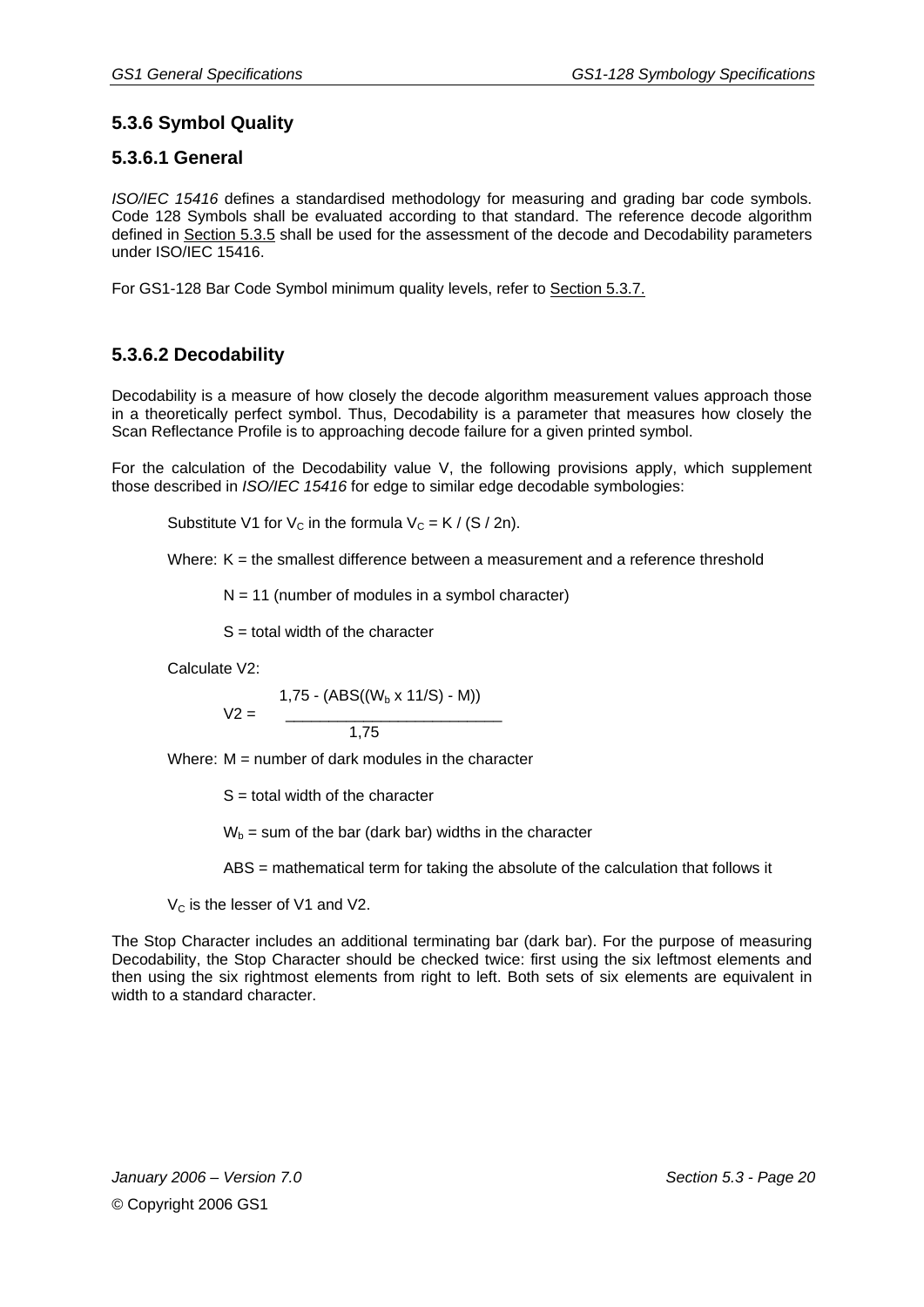### 5.3.6 Symbol Quality

#### 5.3.6.1 General

*ISO/IEC 15416* defines a standardised methodology for measuring and grading bar code symbols. Code 128 Symbols shall be evaluated according to that standard. The reference decode algorithm defined in Section 5.3.5 shall be used for the assessment of the decode and Decodability parameters under ISO/IEC 15416.

For GS1-128 Bar Code Symbol minimum quality levels, refer to Section 5.3.7.

#### 5.3.6.2 Decodability

Decodability is a measure of how closely the decode algorithm measurement values approach those in a theoretically perfect symbol. Thus, Decodability is a parameter that measures how closely the Scan Reflectance Profile is to approaching decode failure for a given printed symbol.

For the calculation of the Decodability value V, the following provisions apply, which supplement those described in *ISO/IEC 15416* for edge to similar edge decodable symbologies:

Substitute V1 for $V_C$ in the formula $V_C = K / (S / 2n)$.

Where: K = the smallest difference between a measurement and a reference threshold

N = 11 (number of modules in a symbol character)

S = total width of the character

Calculate V2:

$$V2 = \frac{1{,}75 - (ABS((W_b \times 11/S) - M))}{1{,}75}$$

Where: M = number of dark modules in the character

S = total width of the character

$W_b$ = sum of the bar (dark bar) widths in the character

ABS = mathematical term for taking the absolute of the calculation that follows it

$V_C$ is the lesser of V1 and V2.

The Stop Character includes an additional terminating bar (dark bar). For the purpose of measuring Decodability, the Stop Character should be checked twice: first using the six leftmost elements and then using the six rightmost elements from right to left. Both sets of six elements are equivalent in width to a standard character.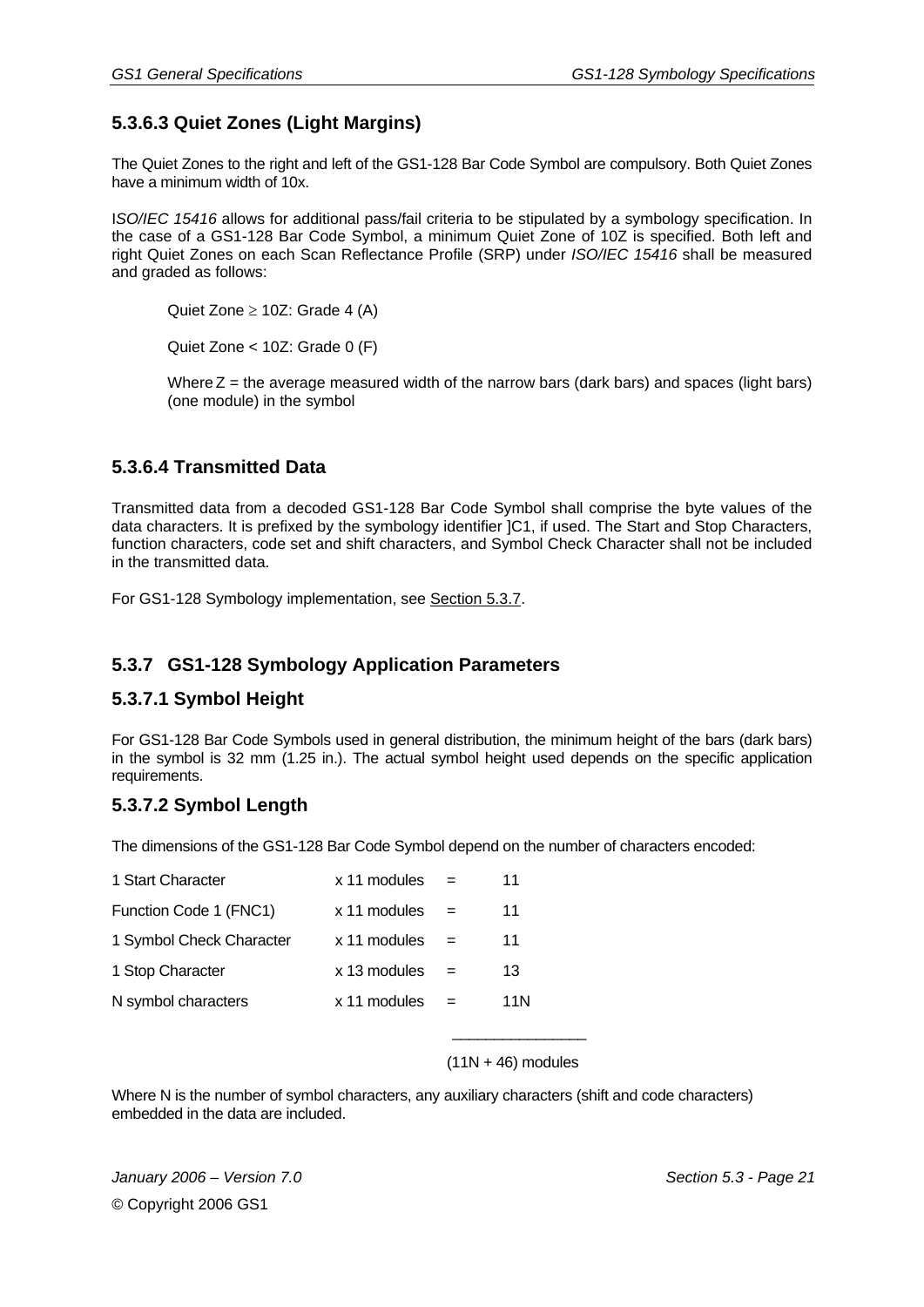### 5.3.6.3 Quiet Zones (Light Margins)

The Quiet Zones to the right and left of the GS1-128 Bar Code Symbol are compulsory. Both Quiet Zones have a minimum width of 10x.

I*SO/IEC 15416* allows for additional pass/fail criteria to be stipulated by a symbology specification. In the case of a GS1-128 Bar Code Symbol, a minimum Quiet Zone of 10Z is specified. Both left and right Quiet Zones on each Scan Reflectance Profile (SRP) under *ISO/IEC 15416* shall be measured and graded as follows:

Quiet Zone $\geq$ 10Z: Grade 4 (A)

Quiet Zone < 10Z: Grade 0 (F)

Where Z = the average measured width of the narrow bars (dark bars) and spaces (light bars) (one module) in the symbol

### 5.3.6.4 Transmitted Data

Transmitted data from a decoded GS1-128 Bar Code Symbol shall comprise the byte values of the data characters. It is prefixed by the symbology identifier ]C1, if used. The Start and Stop Characters, function characters, code set and shift characters, and Symbol Check Character shall not be included in the transmitted data.

For GS1-128 Symbology implementation, see Section 5.3.7.

## 5.3.7 GS1-128 Symbology Application Parameters

### 5.3.7.1 Symbol Height

For GS1-128 Bar Code Symbols used in general distribution, the minimum height of the bars (dark bars) in the symbol is 32 mm (1.25 in.). The actual symbol height used depends on the specific application requirements.

### 5.3.7.2 Symbol Length

The dimensions of the GS1-128 Bar Code Symbol depend on the number of characters encoded:

| | | | |
|---|---|---|---|
| 1 Start Character | x 11 modules | = | 11 |
| Function Code 1 (FNC1) | x 11 modules | = | 11 |
| 1 Symbol Check Character | x 11 modules | = | 11 |
| 1 Stop Character | x 13 modules | = | 13 |
| N symbol characters | x 11 modules | = | 11N |
| | | | (11N + 46) modules |

Where N is the number of symbol characters, any auxiliary characters (shift and code characters) embedded in the data are included.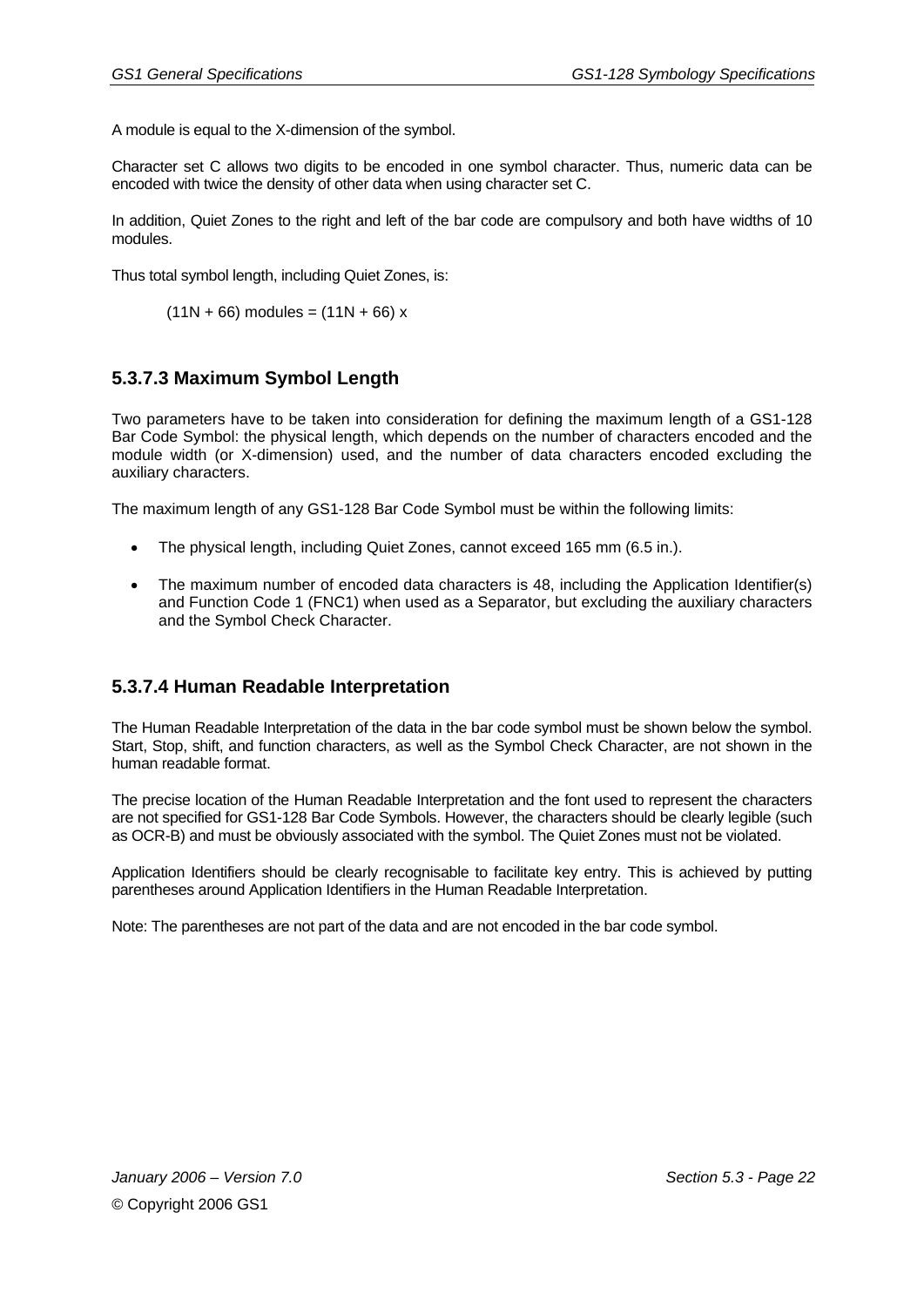A module is equal to the X-dimension of the symbol.

Character set C allows two digits to be encoded in one symbol character. Thus, numeric data can be encoded with twice the density of other data when using character set C.

In addition, Quiet Zones to the right and left of the bar code are compulsory and both have widths of 10 modules.

Thus total symbol length, including Quiet Zones, is:

$$(11N + 66) \text{ modules} = (11N + 66)\ x$$

### 5.3.7.3 Maximum Symbol Length

Two parameters have to be taken into consideration for defining the maximum length of a GS1-128 Bar Code Symbol: the physical length, which depends on the number of characters encoded and the module width (or X-dimension) used, and the number of data characters encoded excluding the auxiliary characters.

The maximum length of any GS1-128 Bar Code Symbol must be within the following limits:

- The physical length, including Quiet Zones, cannot exceed 165 mm (6.5 in.).
- The maximum number of encoded data characters is 48, including the Application Identifier(s) and Function Code 1 (FNC1) when used as a Separator, but excluding the auxiliary characters and the Symbol Check Character.

### 5.3.7.4 Human Readable Interpretation

The Human Readable Interpretation of the data in the bar code symbol must be shown below the symbol. Start, Stop, shift, and function characters, as well as the Symbol Check Character, are not shown in the human readable format.

The precise location of the Human Readable Interpretation and the font used to represent the characters are not specified for GS1-128 Bar Code Symbols. However, the characters should be clearly legible (such as OCR-B) and must be obviously associated with the symbol. The Quiet Zones must not be violated.

Application Identifiers should be clearly recognisable to facilitate key entry. This is achieved by putting parentheses around Application Identifiers in the Human Readable Interpretation.

Note: The parentheses are not part of the data and are not encoded in the bar code symbol.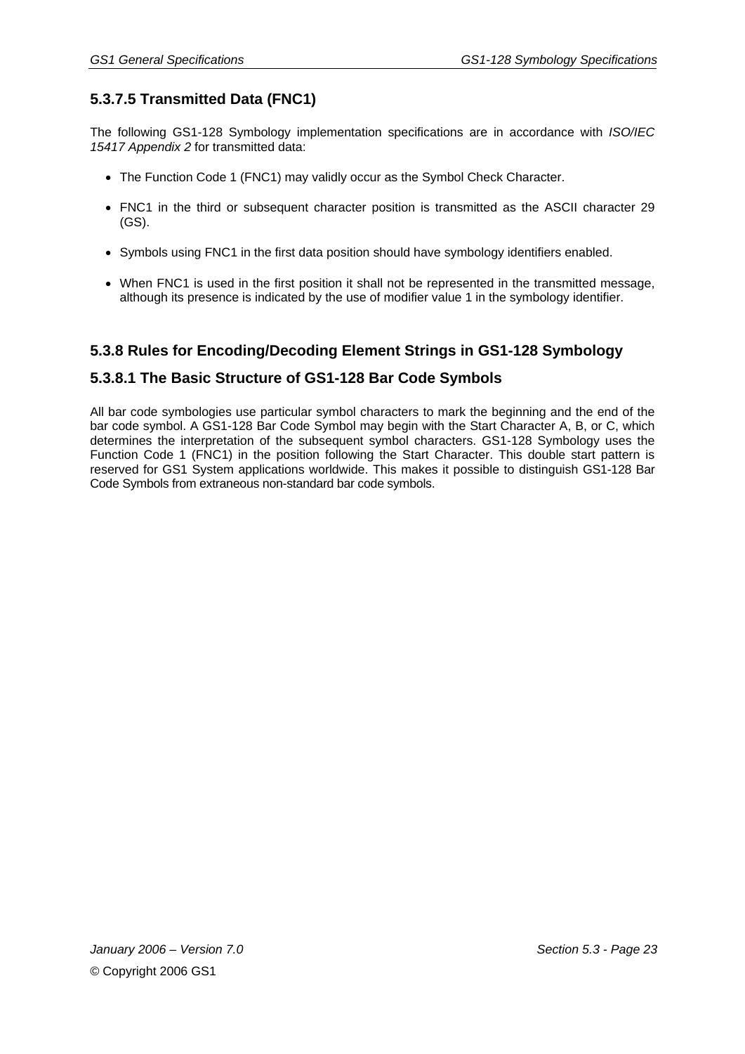#### 5.3.7.5 Transmitted Data (FNC1)

The following GS1-128 Symbology implementation specifications are in accordance with *ISO/IEC 15417 Appendix 2* for transmitted data:

- The Function Code 1 (FNC1) may validly occur as the Symbol Check Character.
- FNC1 in the third or subsequent character position is transmitted as the ASCII character 29 (GS).
- Symbols using FNC1 in the first data position should have symbology identifiers enabled.
- When FNC1 is used in the first position it shall not be represented in the transmitted message, although its presence is indicated by the use of modifier value 1 in the symbology identifier.

### 5.3.8 Rules for Encoding/Decoding Element Strings in GS1-128 Symbology

#### 5.3.8.1 The Basic Structure of GS1-128 Bar Code Symbols

All bar code symbologies use particular symbol characters to mark the beginning and the end of the bar code symbol. A GS1-128 Bar Code Symbol may begin with the Start Character A, B, or C, which determines the interpretation of the subsequent symbol characters. GS1-128 Symbology uses the Function Code 1 (FNC1) in the position following the Start Character. This double start pattern is reserved for GS1 System applications worldwide. This makes it possible to distinguish GS1-128 Bar Code Symbols from extraneous non-standard bar code symbols.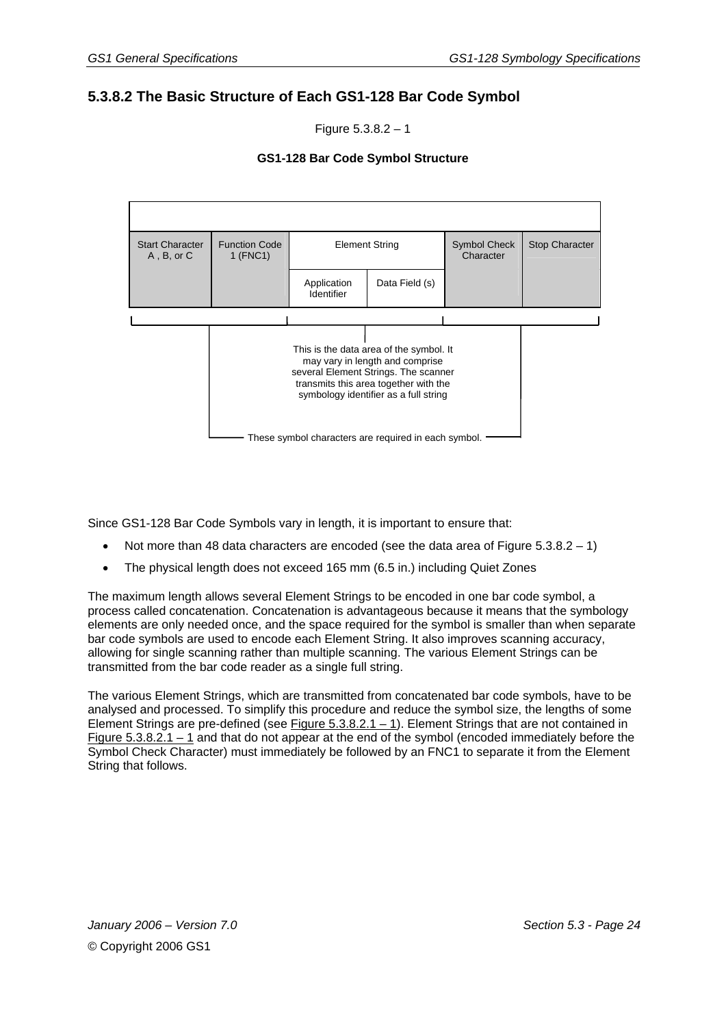### 5.3.8.2 The Basic Structure of Each GS1-128 Bar Code Symbol

Figure 5.3.8.2 – 1

**GS1-128 Bar Code Symbol Structure**

| Start Character A , B, or C | Function Code 1 (FNC1) | Element String | | Symbol Check Character | Stop Character |
|---|---|---|---|---|---|
| | | Application Identifier | Data Field (s) | | |

This is the data area of the symbol. It may vary in length and comprise several Element Strings. The scanner transmits this area together with the symbology identifier as a full string

These symbol characters are required in each symbol.

Since GS1-128 Bar Code Symbols vary in length, it is important to ensure that:

- Not more than 48 data characters are encoded (see the data area of Figure 5.3.8.2 – 1)
- The physical length does not exceed 165 mm (6.5 in.) including Quiet Zones

The maximum length allows several Element Strings to be encoded in one bar code symbol, a process called concatenation. Concatenation is advantageous because it means that the symbology elements are only needed once, and the space required for the symbol is smaller than when separate bar code symbols are used to encode each Element String. It also improves scanning accuracy, allowing for single scanning rather than multiple scanning. The various Element Strings can be transmitted from the bar code reader as a single full string.

The various Element Strings, which are transmitted from concatenated bar code symbols, have to be analysed and processed. To simplify this procedure and reduce the symbol size, the lengths of some Element Strings are pre-defined (see Figure 5.3.8.2.1 – 1). Element Strings that are not contained in Figure 5.3.8.2.1 – 1 and that do not appear at the end of the symbol (encoded immediately before the Symbol Check Character) must immediately be followed by an FNC1 to separate it from the Element String that follows.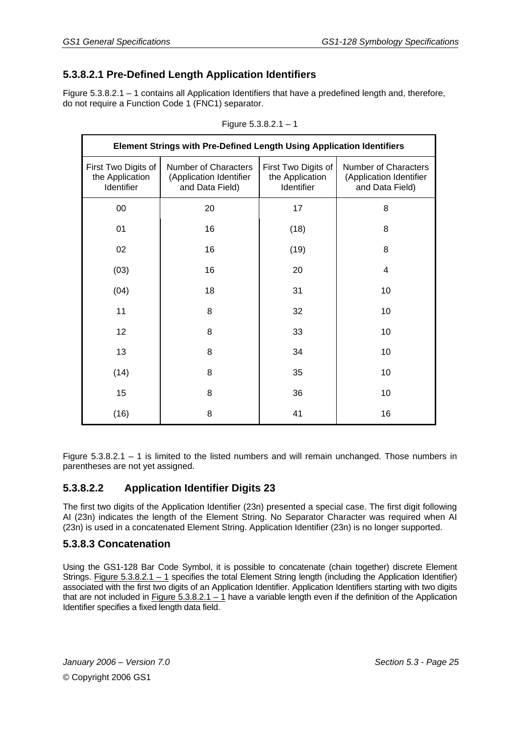### 5.3.8.2.1 Pre-Defined Length Application Identifiers

Figure 5.3.8.2.1 – 1 contains all Application Identifiers that have a predefined length and, therefore, do not require a Function Code 1 (FNC1) separator.

Figure 5.3.8.2.1 – 1

| Element Strings with Pre-Defined Length Using Application Identifiers | | | |
|---|---|---|---|
| First Two Digits of the Application Identifier | Number of Characters (Application Identifier and Data Field) | First Two Digits of the Application Identifier | Number of Characters (Application Identifier and Data Field) |
| 00 | 20 | 17 | 8 |
| 01 | 16 | (18) | 8 |
| 02 | 16 | (19) | 8 |
| (03) | 16 | 20 | 4 |
| (04) | 18 | 31 | 10 |
| 11 | 8 | 32 | 10 |
| 12 | 8 | 33 | 10 |
| 13 | 8 | 34 | 10 |
| (14) | 8 | 35 | 10 |
| 15 | 8 | 36 | 10 |
| (16) | 8 | 41 | 16 |

Figure 5.3.8.2.1 – 1 is limited to the listed numbers and will remain unchanged. Those numbers in parentheses are not yet assigned.

### 5.3.8.2.2 Application Identifier Digits 23

The first two digits of the Application Identifier (23n) presented a special case. The first digit following AI (23n) indicates the length of the Element String. No Separator Character was required when AI (23n) is used in a concatenated Element String. Application Identifier (23n) is no longer supported.

### 5.3.8.3 Concatenation

Using the GS1-128 Bar Code Symbol, it is possible to concatenate (chain together) discrete Element Strings. Figure 5.3.8.2.1 – 1 specifies the total Element String length (including the Application Identifier) associated with the first two digits of an Application Identifier. Application Identifiers starting with two digits that are not included in Figure 5.3.8.2.1 – 1 have a variable length even if the definition of the Application Identifier specifies a fixed length data field.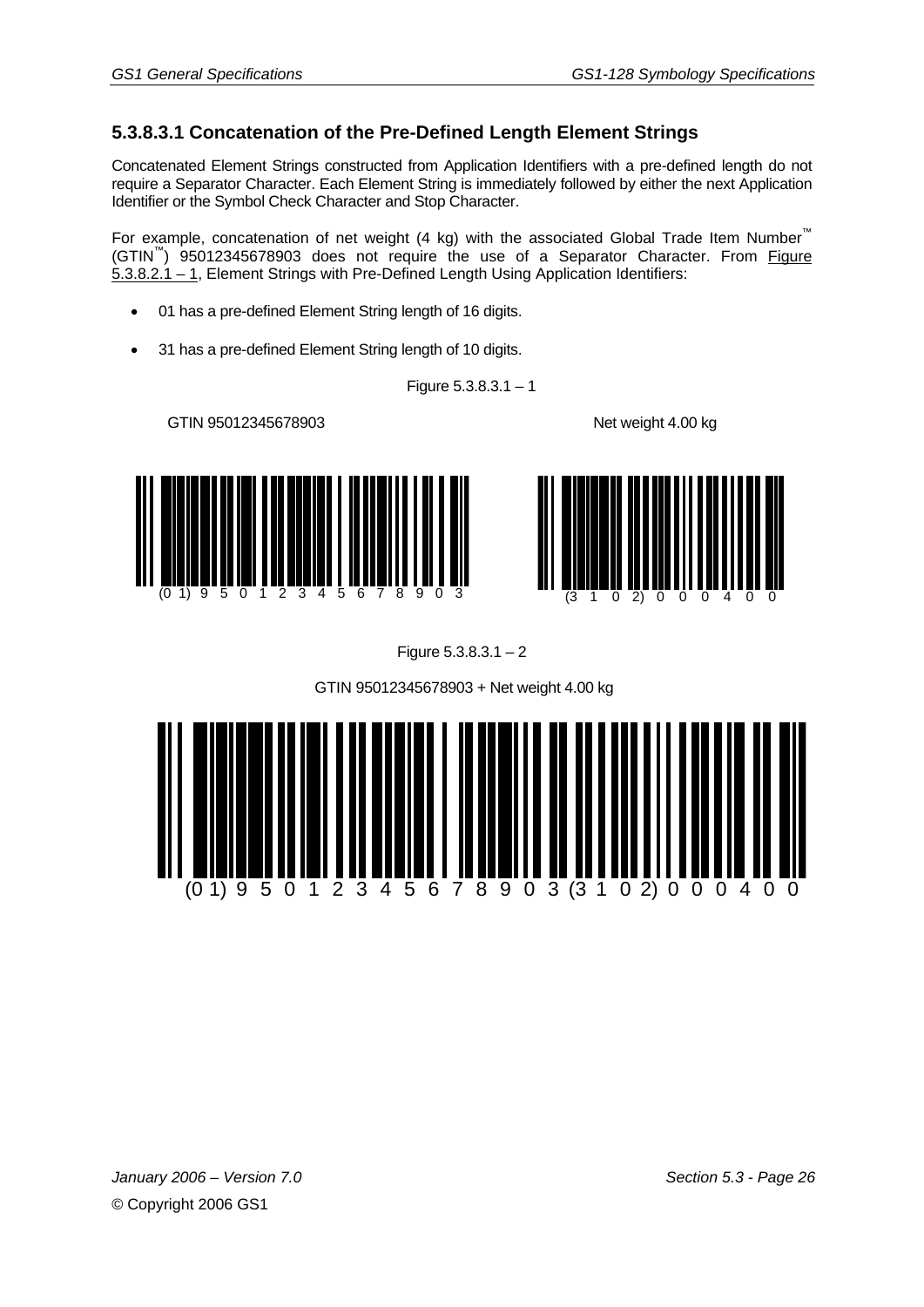### 5.3.8.3.1 Concatenation of the Pre-Defined Length Element Strings

Concatenated Element Strings constructed from Application Identifiers with a pre-defined length do not require a Separator Character. Each Element String is immediately followed by either the next Application Identifier or the Symbol Check Character and Stop Character.

For example, concatenation of net weight (4 kg) with the associated Global Trade Item Number™ (GTIN™) 95012345678903 does not require the use of a Separator Character. From Figure 5.3.8.2.1 – 1, Element Strings with Pre-Defined Length Using Application Identifiers:

- 01 has a pre-defined Element String length of 16 digits.
- 31 has a pre-defined Element String length of 10 digits.

Figure 5.3.8.3.1 – 1

GTIN 95012345678903

(0 1) 9 5 0 1 2 3 4 5 6 7 8 9 0 3

Net weight 4.00 kg

(3 1 0 2) 0 0 0 4 0 0

Figure 5.3.8.3.1 – 2

GTIN 95012345678903 + Net weight 4.00 kg

(0 1) 9 5 0 1 2 3 4 5 6 7 8 9 0 3 (3 1 0 2) 0 0 0 4 0 0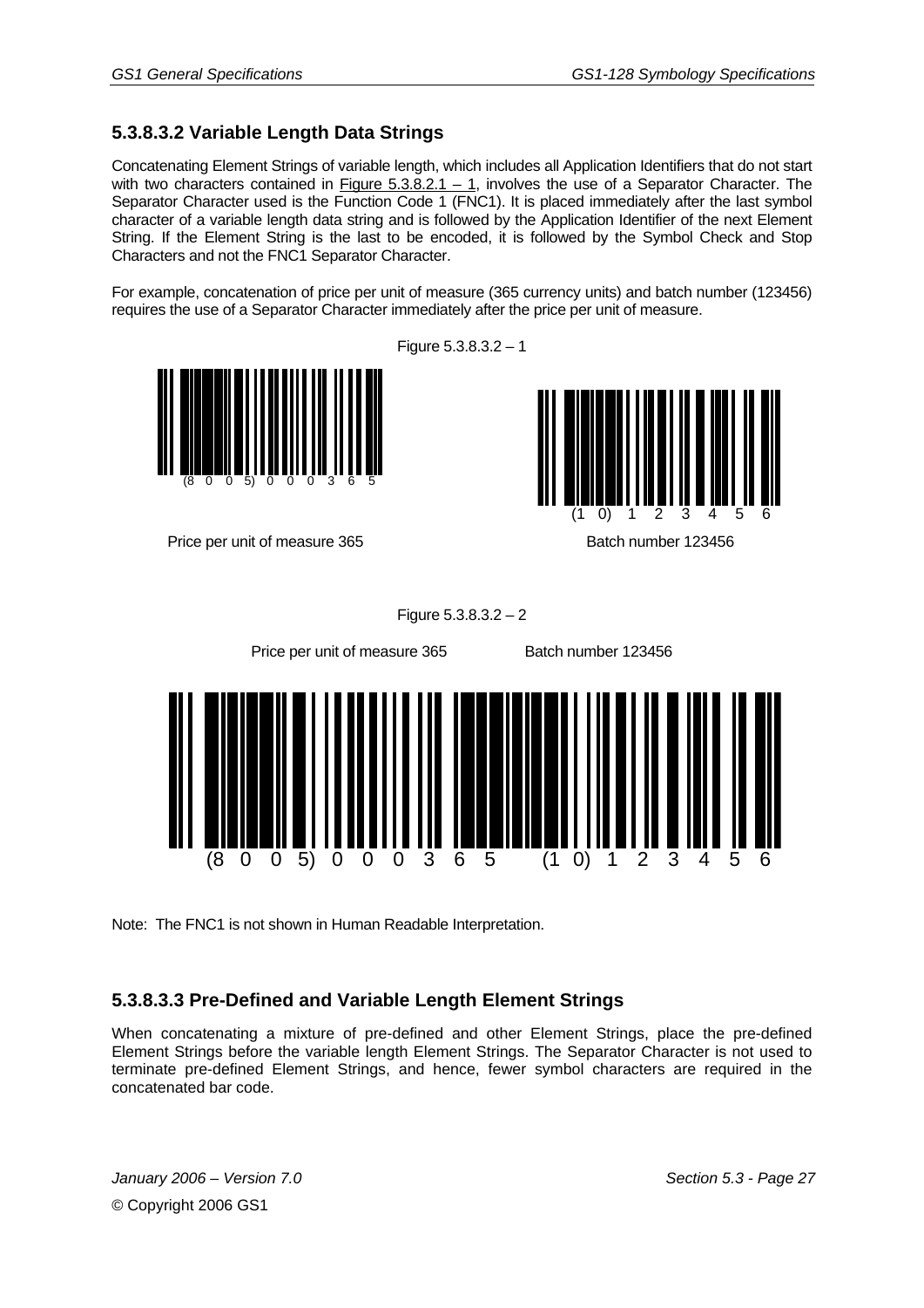### 5.3.8.3.2 Variable Length Data Strings

Concatenating Element Strings of variable length, which includes all Application Identifiers that do not start with two characters contained in Figure 5.3.8.2.1 – 1, involves the use of a Separator Character. The Separator Character used is the Function Code 1 (FNC1). It is placed immediately after the last symbol character of a variable length data string and is followed by the Application Identifier of the next Element String. If the Element String is the last to be encoded, it is followed by the Symbol Check and Stop Characters and not the FNC1 Separator Character.

For example, concatenation of price per unit of measure (365 currency units) and batch number (123456) requires the use of a Separator Character immediately after the price per unit of measure.

Figure 5.3.8.3.2 – 1

(8 0 0 5) 0 0 0 3 6 5

Price per unit of measure 365

(1 0) 1 2 3 4 5 6

Batch number 123456

Figure 5.3.8.3.2 – 2

Price per unit of measure 365 Batch number 123456

(8 0 0 5) 0 0 0 3 6 5 (1 0) 1 2 3 4 5 6

Note: The FNC1 is not shown in Human Readable Interpretation.

### 5.3.8.3.3 Pre-Defined and Variable Length Element Strings

When concatenating a mixture of pre-defined and other Element Strings, place the pre-defined Element Strings before the variable length Element Strings. The Separator Character is not used to terminate pre-defined Element Strings, and hence, fewer symbol characters are required in the concatenated bar code.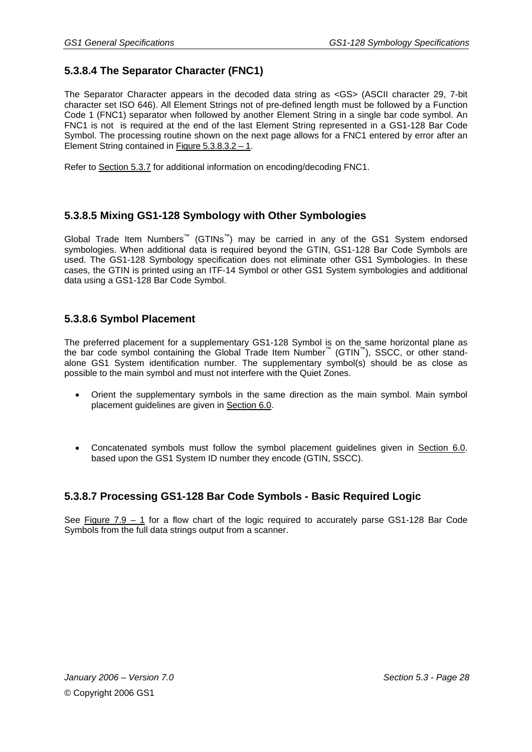### 5.3.8.4 The Separator Character (FNC1)

The Separator Character appears in the decoded data string as <GS> (ASCII character 29, 7-bit character set ISO 646). All Element Strings not of pre-defined length must be followed by a Function Code 1 (FNC1) separator when followed by another Element String in a single bar code symbol. An FNC1 is not  is required at the end of the last Element String represented in a GS1-128 Bar Code Symbol. The processing routine shown on the next page allows for a FNC1 entered by error after an Element String contained in Figure 5.3.8.3.2 – 1.

Refer to Section 5.3.7 for additional information on encoding/decoding FNC1.

### 5.3.8.5 Mixing GS1-128 Symbology with Other Symbologies

Global Trade Item Numbers™ (GTINs™) may be carried in any of the GS1 System endorsed symbologies. When additional data is required beyond the GTIN, GS1-128 Bar Code Symbols are used. The GS1-128 Symbology specification does not eliminate other GS1 Symbologies. In these cases, the GTIN is printed using an ITF-14 Symbol or other GS1 System symbologies and additional data using a GS1-128 Bar Code Symbol.

### 5.3.8.6 Symbol Placement

The preferred placement for a supplementary GS1-128 Symbol is on the same horizontal plane as the bar code symbol containing the Global Trade Item Number™ (GTIN™), SSCC, or other stand-alone GS1 System identification number. The supplementary symbol(s) should be as close as possible to the main symbol and must not interfere with the Quiet Zones.

- Orient the supplementary symbols in the same direction as the main symbol. Main symbol placement guidelines are given in Section 6.0.

- Concatenated symbols must follow the symbol placement guidelines given in Section 6.0. based upon the GS1 System ID number they encode (GTIN, SSCC).

### 5.3.8.7 Processing GS1-128 Bar Code Symbols - Basic Required Logic

See Figure 7.9 – 1 for a flow chart of the logic required to accurately parse GS1-128 Bar Code Symbols from the full data strings output from a scanner.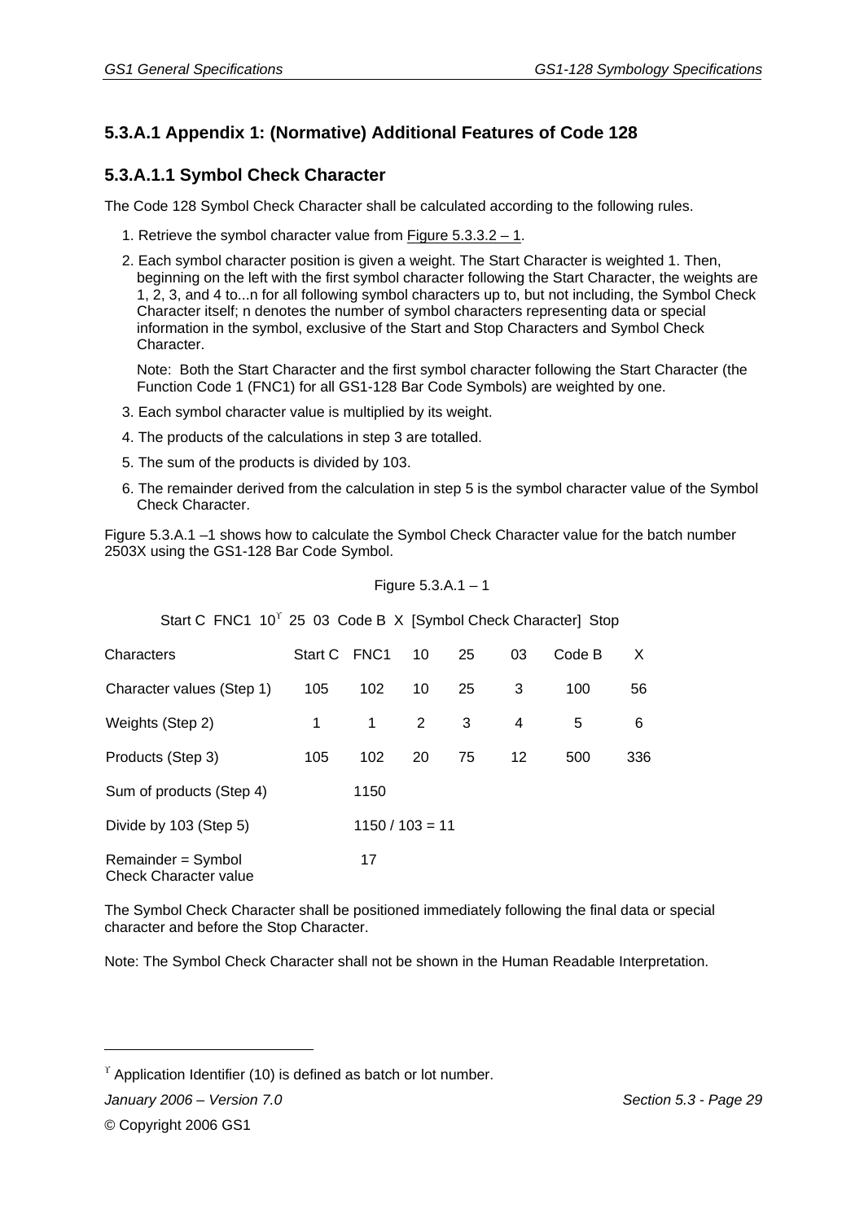## 5.3.A.1 Appendix 1: (Normative) Additional Features of Code 128

### 5.3.A.1.1 Symbol Check Character

The Code 128 Symbol Check Character shall be calculated according to the following rules.

1. Retrieve the symbol character value from Figure 5.3.3.2 – 1.
2. Each symbol character position is given a weight. The Start Character is weighted 1. Then, beginning on the left with the first symbol character following the Start Character, the weights are 1, 2, 3, and 4 to...n for all following symbol characters up to, but not including, the Symbol Check Character itself; n denotes the number of symbol characters representing data or special information in the symbol, exclusive of the Start and Stop Characters and Symbol Check Character.

   Note: Both the Start Character and the first symbol character following the Start Character (the Function Code 1 (FNC1) for all GS1-128 Bar Code Symbols) are weighted by one.
3. Each symbol character value is multiplied by its weight.
4. The products of the calculations in step 3 are totalled.
5. The sum of the products is divided by 103.
6. The remainder derived from the calculation in step 5 is the symbol character value of the Symbol Check Character.

Figure 5.3.A.1 –1 shows how to calculate the Symbol Check Character value for the batch number 2503X using the GS1-128 Bar Code Symbol.

Figure 5.3.A.1 – 1

Start C FNC1 10[ϒ] 25 03 Code B X [Symbol Check Character] Stop

| Characters | Start C | FNC1 | 10 | 25 | 03 | Code B | X |
|---|---|---|---|---|---|---|---|
| Character values (Step 1) | 105 | 102 | 10 | 25 | 3 | 100 | 56 |
| Weights (Step 2) | 1 | 1 | 2 | 3 | 4 | 5 | 6 |
| Products (Step 3) | 105 | 102 | 20 | 75 | 12 | 500 | 336 |
| Sum of products (Step 4) | | 1150 | | | | | |
| Divide by 103 (Step 5) | | 1150 / 103 = 11 | | | | | |
| Remainder = Symbol Check Character value | | 17 | | | | | |

The Symbol Check Character shall be positioned immediately following the final data or special character and before the Stop Character.

Note: The Symbol Check Character shall not be shown in the Human Readable Interpretation.

---

[ϒ] Application Identifier (10) is defined as batch or lot number.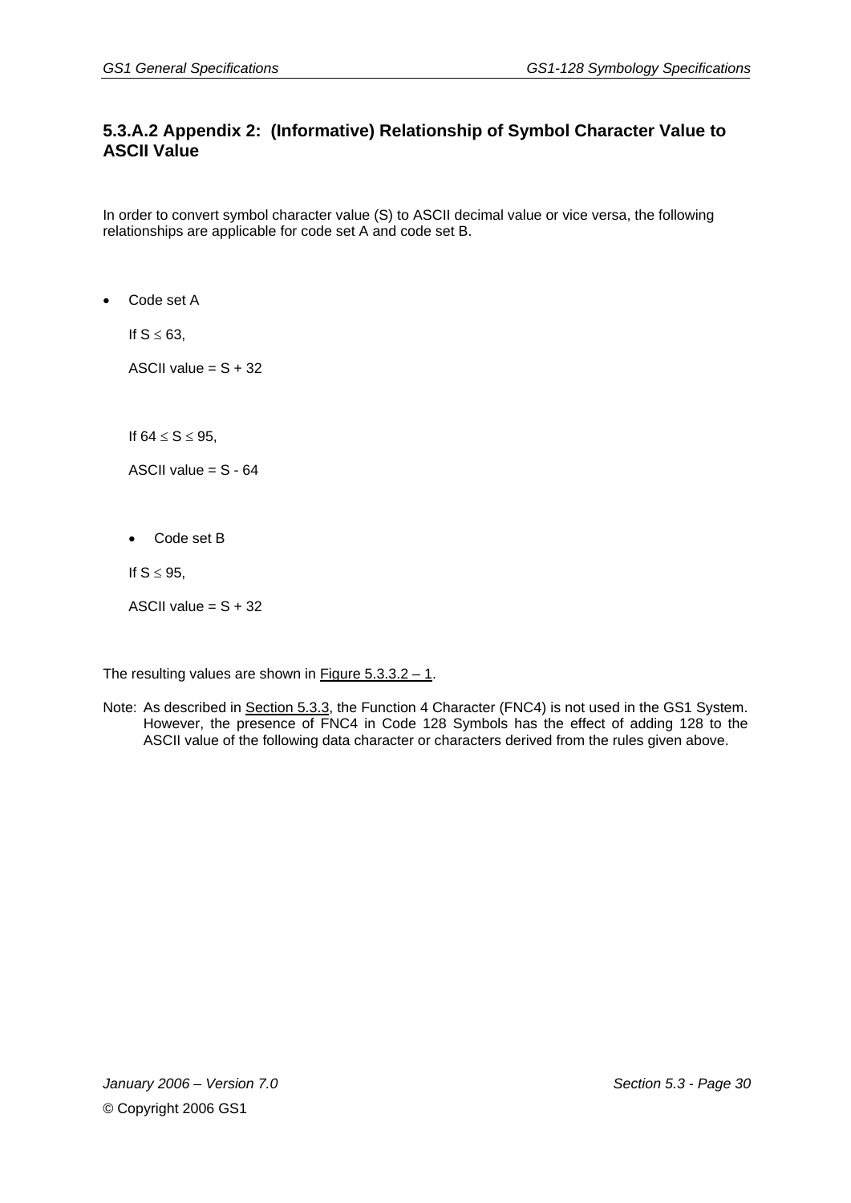## 5.3.A.2 Appendix 2: (Informative) Relationship of Symbol Character Value to ASCII Value

In order to convert symbol character value (S) to ASCII decimal value or vice versa, the following relationships are applicable for code set A and code set B.

- Code set A

  If $S \leq 63$,

  ASCII value = S + 32

  If $64 \leq S \leq 95$,

  ASCII value = S - 64

- Code set B

  If $S \leq 95$,

  ASCII value = S + 32

The resulting values are shown in Figure 5.3.3.2 – 1.

Note: As described in Section 5.3.3, the Function 4 Character (FNC4) is not used in the GS1 System. However, the presence of FNC4 in Code 128 Symbols has the effect of adding 128 to the ASCII value of the following data character or characters derived from the rules given above.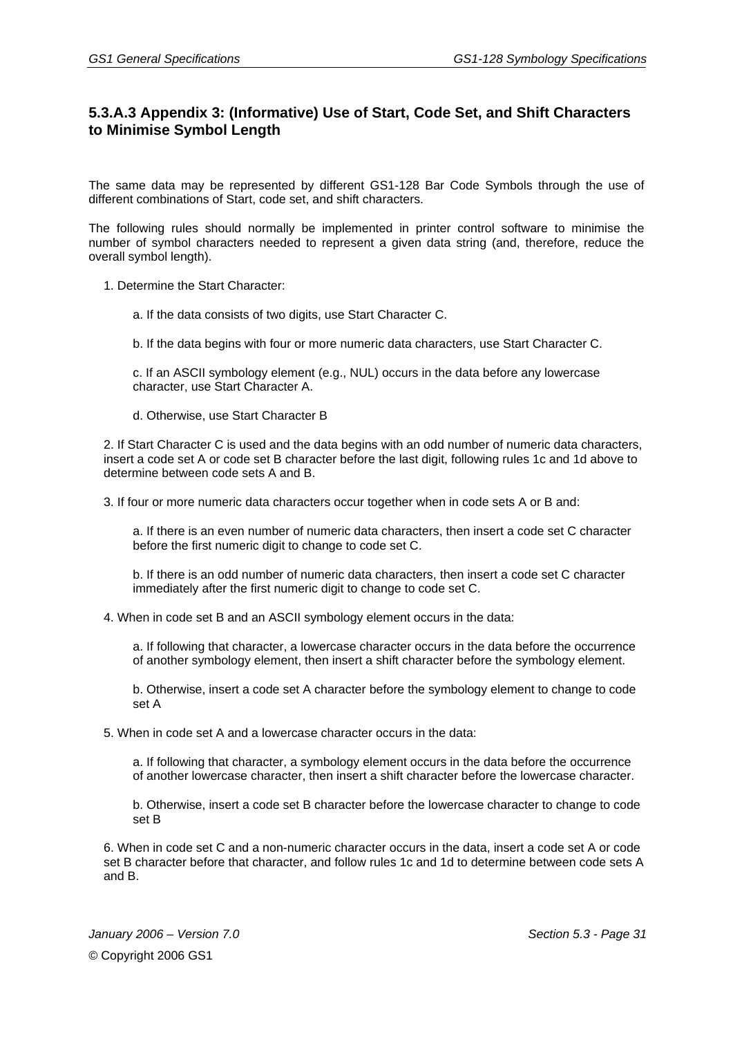### 5.3.A.3 Appendix 3: (Informative) Use of Start, Code Set, and Shift Characters to Minimise Symbol Length

The same data may be represented by different GS1-128 Bar Code Symbols through the use of different combinations of Start, code set, and shift characters.

The following rules should normally be implemented in printer control software to minimise the number of symbol characters needed to represent a given data string (and, therefore, reduce the overall symbol length).

1. Determine the Start Character:

   a. If the data consists of two digits, use Start Character C.

   b. If the data begins with four or more numeric data characters, use Start Character C.

   c. If an ASCII symbology element (e.g., NUL) occurs in the data before any lowercase character, use Start Character A.

   d. Otherwise, use Start Character B

2. If Start Character C is used and the data begins with an odd number of numeric data characters, insert a code set A or code set B character before the last digit, following rules 1c and 1d above to determine between code sets A and B.

3. If four or more numeric data characters occur together when in code sets A or B and:

   a. If there is an even number of numeric data characters, then insert a code set C character before the first numeric digit to change to code set C.

   b. If there is an odd number of numeric data characters, then insert a code set C character immediately after the first numeric digit to change to code set C.

4. When in code set B and an ASCII symbology element occurs in the data:

   a. If following that character, a lowercase character occurs in the data before the occurrence of another symbology element, then insert a shift character before the symbology element.

   b. Otherwise, insert a code set A character before the symbology element to change to code set A

5. When in code set A and a lowercase character occurs in the data:

   a. If following that character, a symbology element occurs in the data before the occurrence of another lowercase character, then insert a shift character before the lowercase character.

   b. Otherwise, insert a code set B character before the lowercase character to change to code set B

6. When in code set C and a non-numeric character occurs in the data, insert a code set A or code set B character before that character, and follow rules 1c and 1d to determine between code sets A and B.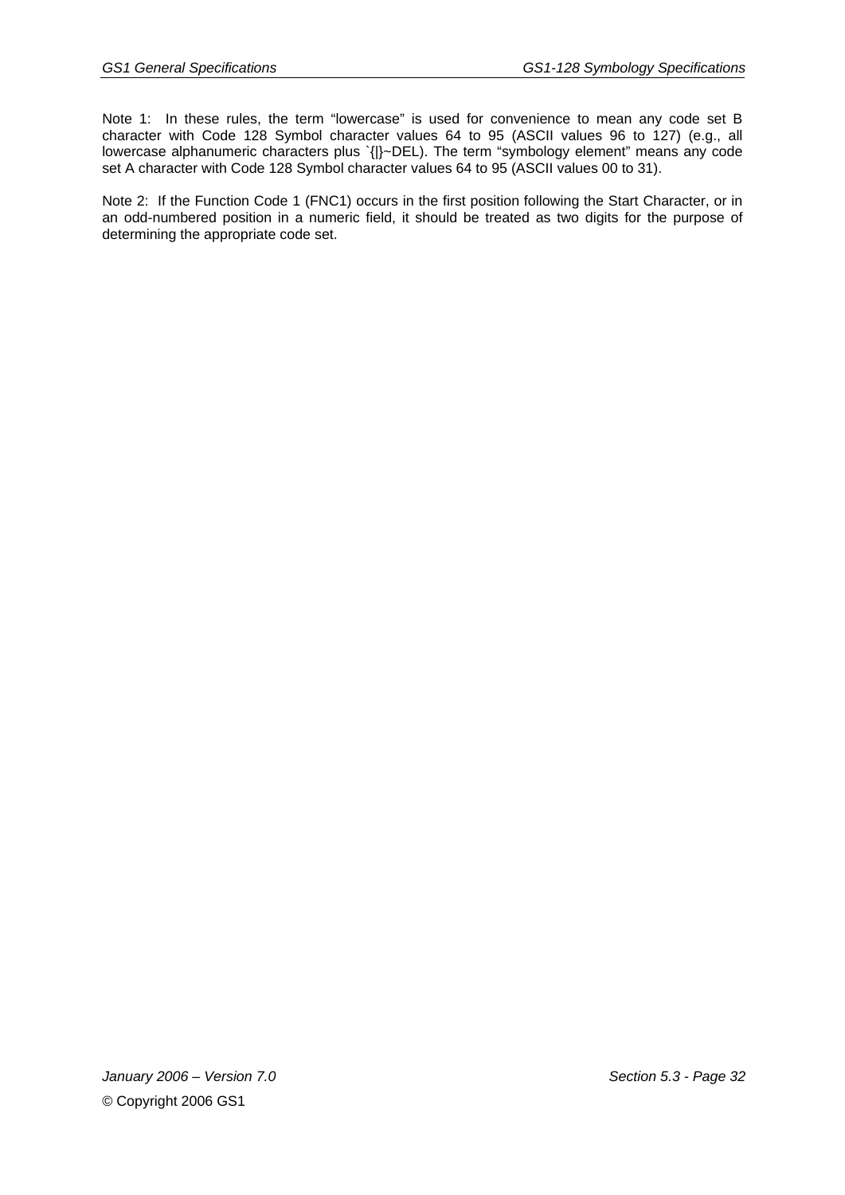Note 1: In these rules, the term “lowercase” is used for convenience to mean any code set B character with Code 128 Symbol character values 64 to 95 (ASCII values 96 to 127) (e.g., all lowercase alphanumeric characters plus `{|}~DEL). The term “symbology element” means any code set A character with Code 128 Symbol character values 64 to 95 (ASCII values 00 to 31).

Note 2: If the Function Code 1 (FNC1) occurs in the first position following the Start Character, or in an odd-numbered position in a numeric field, it should be treated as two digits for the purpose of determining the appropriate code set.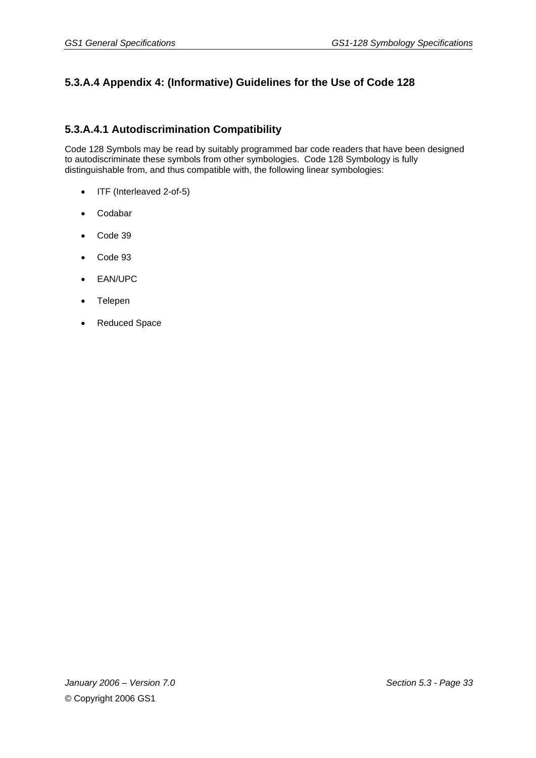## 5.3.A.4 Appendix 4: (Informative) Guidelines for the Use of Code 128

### 5.3.A.4.1 Autodiscrimination Compatibility

Code 128 Symbols may be read by suitably programmed bar code readers that have been designed to autodiscriminate these symbols from other symbologies. Code 128 Symbology is fully distinguishable from, and thus compatible with, the following linear symbologies:

- ITF (Interleaved 2-of-5)
- Codabar
- Code 39
- Code 93
- EAN/UPC
- Telepen
- Reduced Space